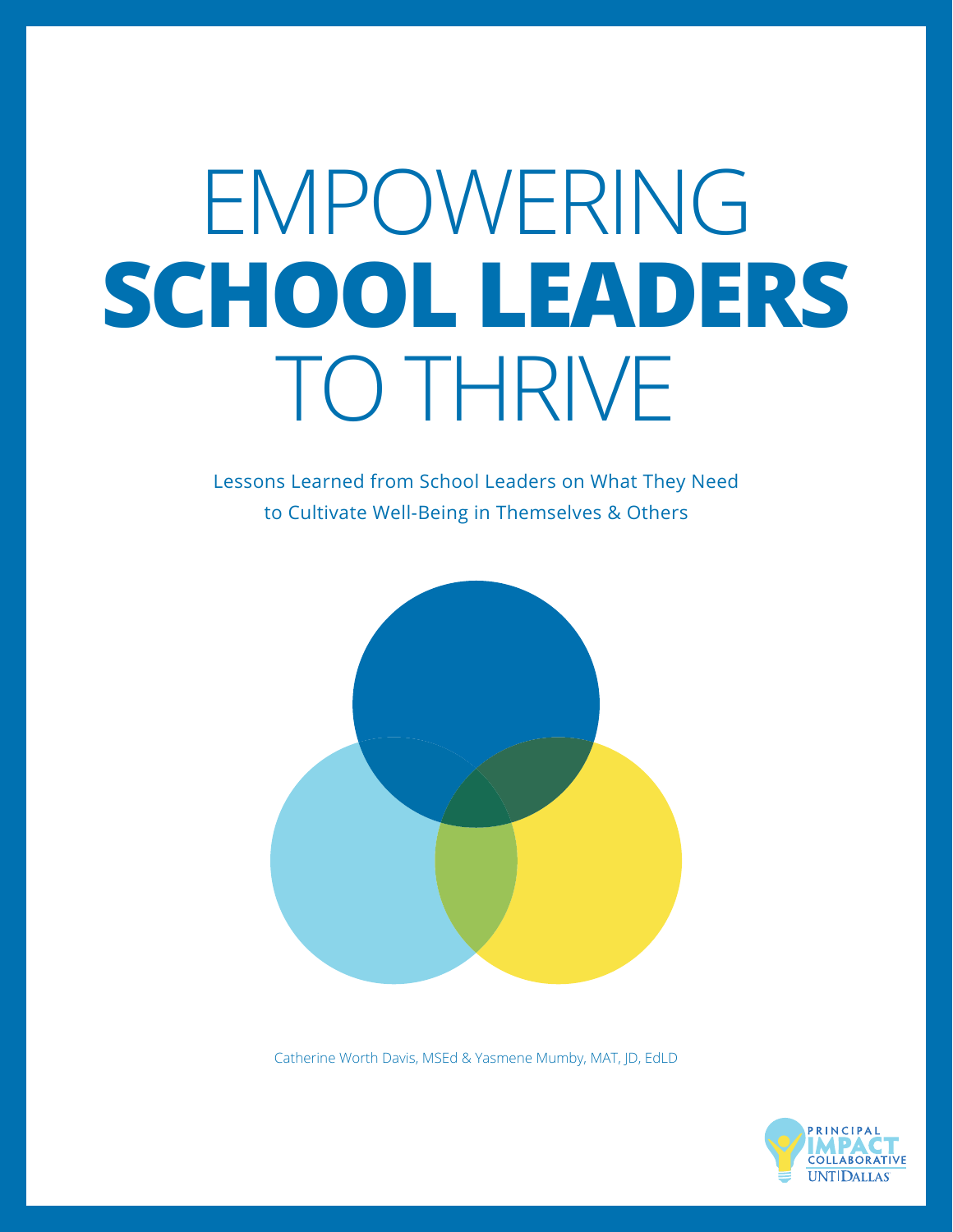# EMPOWERING **SCHOOL LEADERS** TO THRIVE

Lessons Learned from School Leaders on What They Need to Cultivate Well-Being in Themselves & Others

Catherine Worth Davis, MSEd & Yasmene Mumby, MAT, JD, EdLD

PRINCIPAL IMPACT COLLABORATIVE
UNT | DALLAS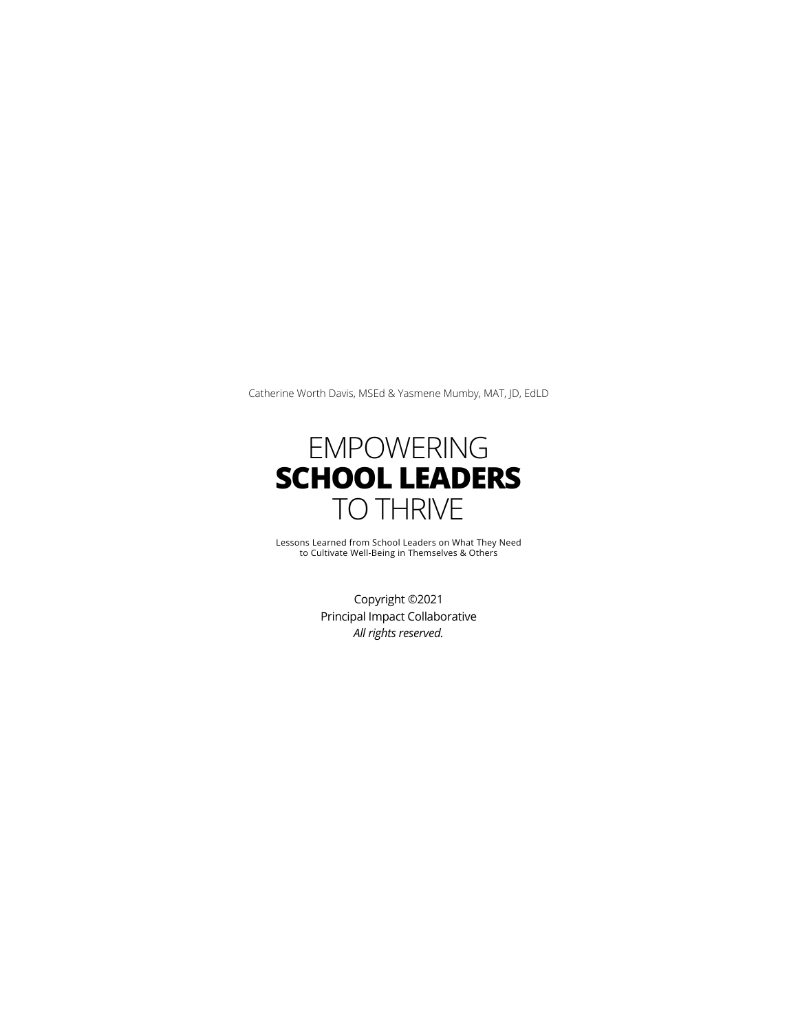Catherine Worth Davis, MSEd & Yasmene Mumby, MAT, JD, EdLD

# EMPOWERING **SCHOOL LEADERS** TO THRIVE

Lessons Learned from School Leaders on What They Need to Cultivate Well-Being in Themselves & Others

Copyright ©2021
Principal Impact Collaborative
*All rights reserved.*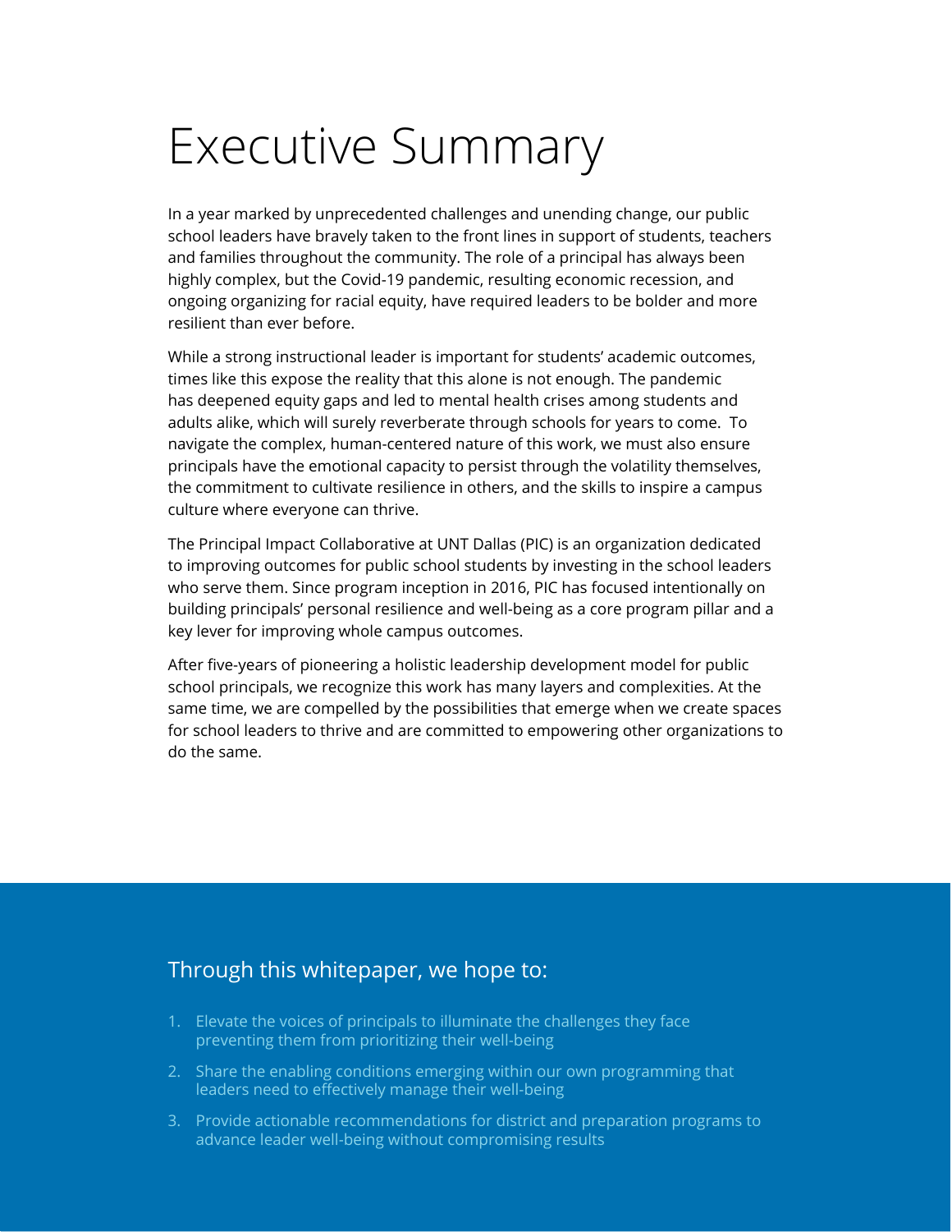# Executive Summary

In a year marked by unprecedented challenges and unending change, our public school leaders have bravely taken to the front lines in support of students, teachers and families throughout the community. The role of a principal has always been highly complex, but the Covid-19 pandemic, resulting economic recession, and ongoing organizing for racial equity, have required leaders to be bolder and more resilient than ever before.

While a strong instructional leader is important for students' academic outcomes, times like this expose the reality that this alone is not enough. The pandemic has deepened equity gaps and led to mental health crises among students and adults alike, which will surely reverberate through schools for years to come. To navigate the complex, human-centered nature of this work, we must also ensure principals have the emotional capacity to persist through the volatility themselves, the commitment to cultivate resilience in others, and the skills to inspire a campus culture where everyone can thrive.

The Principal Impact Collaborative at UNT Dallas (PIC) is an organization dedicated to improving outcomes for public school students by investing in the school leaders who serve them. Since program inception in 2016, PIC has focused intentionally on building principals' personal resilience and well-being as a core program pillar and a key lever for improving whole campus outcomes.

After five-years of pioneering a holistic leadership development model for public school principals, we recognize this work has many layers and complexities. At the same time, we are compelled by the possibilities that emerge when we create spaces for school leaders to thrive and are committed to empowering other organizations to do the same.

## Through this whitepaper, we hope to:

1. Elevate the voices of principals to illuminate the challenges they face preventing them from prioritizing their well-being
2. Share the enabling conditions emerging within our own programming that leaders need to effectively manage their well-being
3. Provide actionable recommendations for district and preparation programs to advance leader well-being without compromising results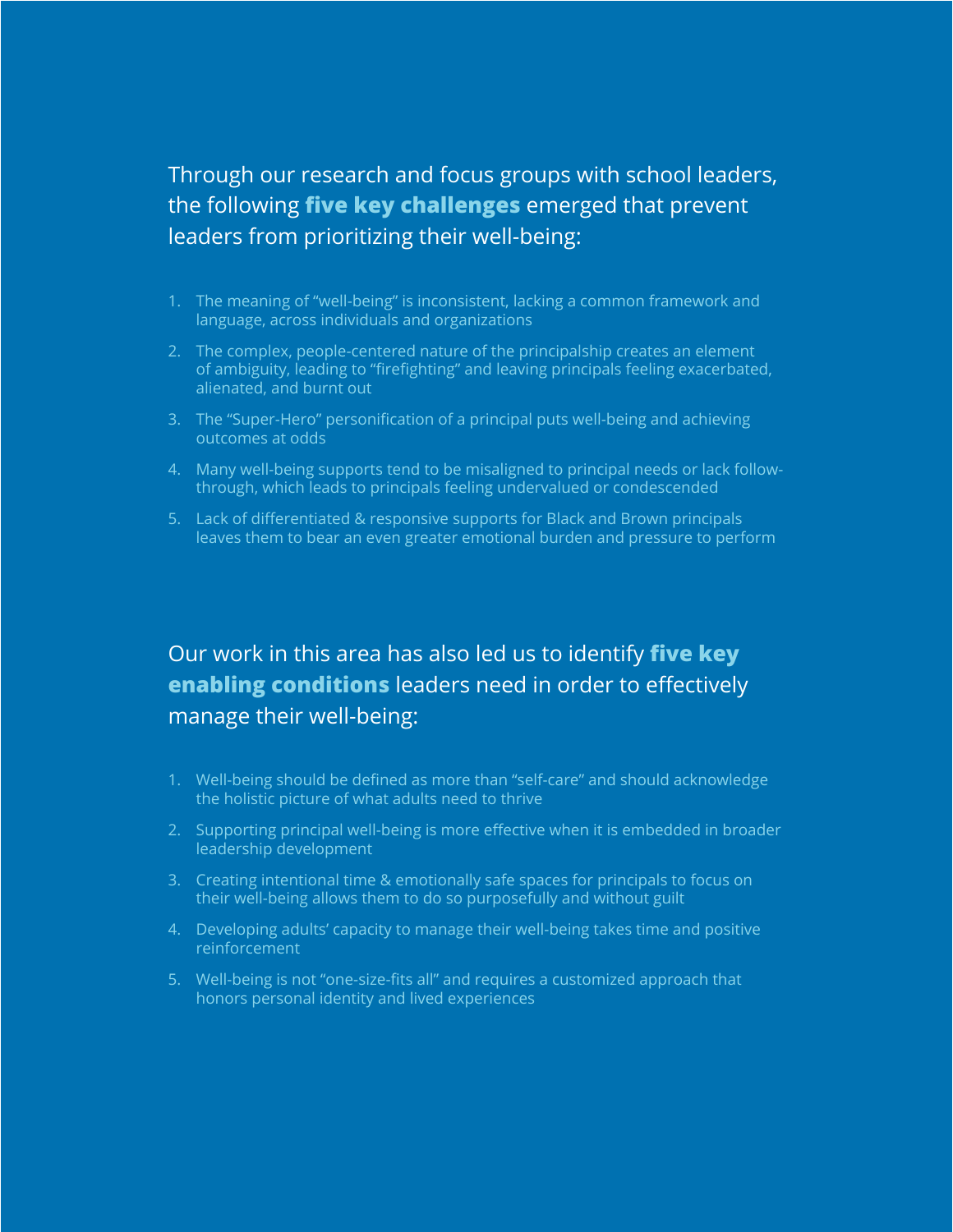Through our research and focus groups with school leaders, the following **five key challenges** emerged that prevent leaders from prioritizing their well-being:

1. The meaning of "well-being" is inconsistent, lacking a common framework and language, across individuals and organizations
2. The complex, people-centered nature of the principalship creates an element of ambiguity, leading to "firefighting" and leaving principals feeling exacerbated, alienated, and burnt out
3. The "Super-Hero" personification of a principal puts well-being and achieving outcomes at odds
4. Many well-being supports tend to be misaligned to principal needs or lack follow-through, which leads to principals feeling undervalued or condescended
5. Lack of differentiated & responsive supports for Black and Brown principals leaves them to bear an even greater emotional burden and pressure to perform

Our work in this area has also led us to identify **five key enabling conditions** leaders need in order to effectively manage their well-being:

1. Well-being should be defined as more than "self-care" and should acknowledge the holistic picture of what adults need to thrive
2. Supporting principal well-being is more effective when it is embedded in broader leadership development
3. Creating intentional time & emotionally safe spaces for principals to focus on their well-being allows them to do so purposefully and without guilt
4. Developing adults' capacity to manage their well-being takes time and positive reinforcement
5. Well-being is not "one-size-fits all" and requires a customized approach that honors personal identity and lived experiences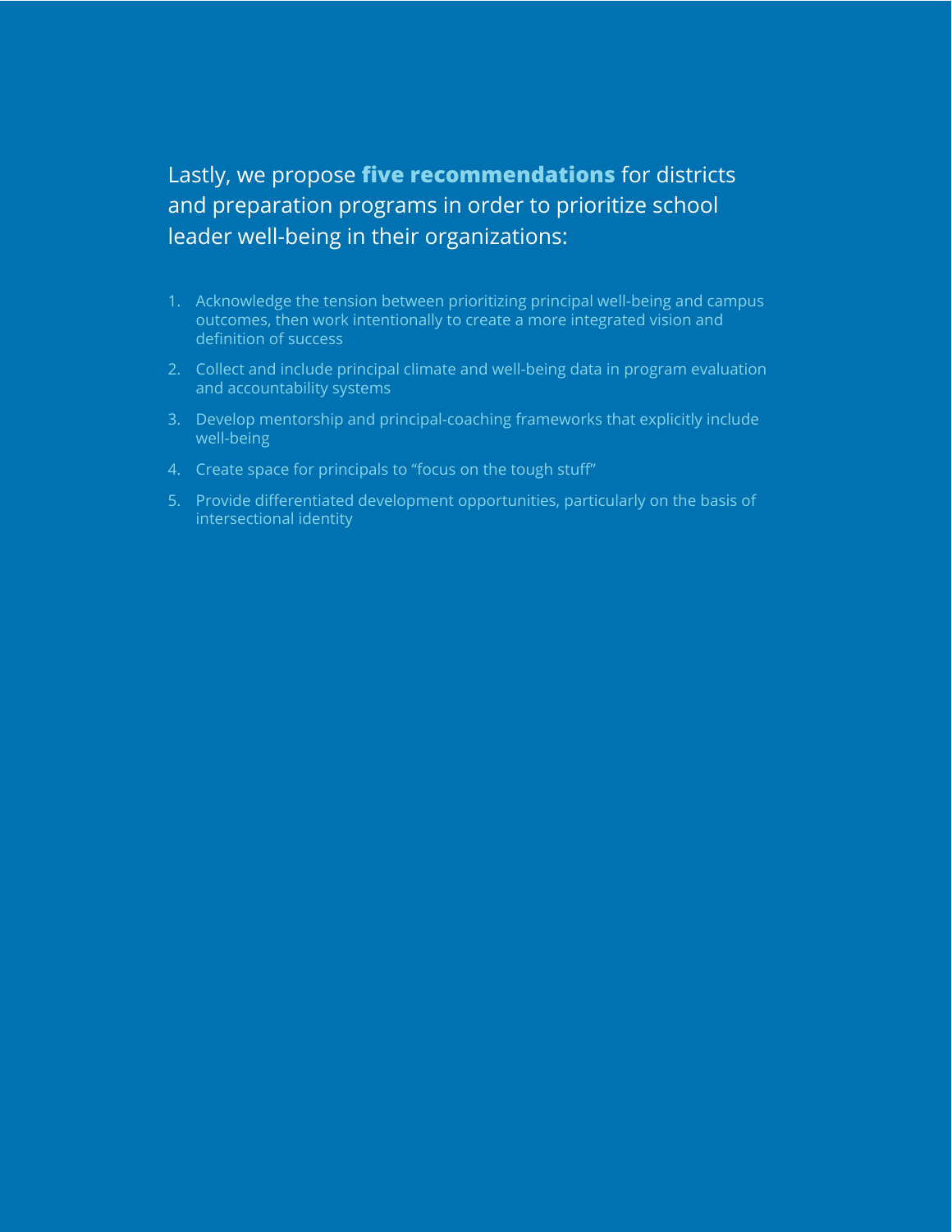Lastly, we propose **five recommendations** for districts and preparation programs in order to prioritize school leader well-being in their organizations:

1. Acknowledge the tension between prioritizing principal well-being and campus outcomes, then work intentionally to create a more integrated vision and definition of success
2. Collect and include principal climate and well-being data in program evaluation and accountability systems
3. Develop mentorship and principal-coaching frameworks that explicitly include well-being
4. Create space for principals to "focus on the tough stuff"
5. Provide differentiated development opportunities, particularly on the basis of intersectional identity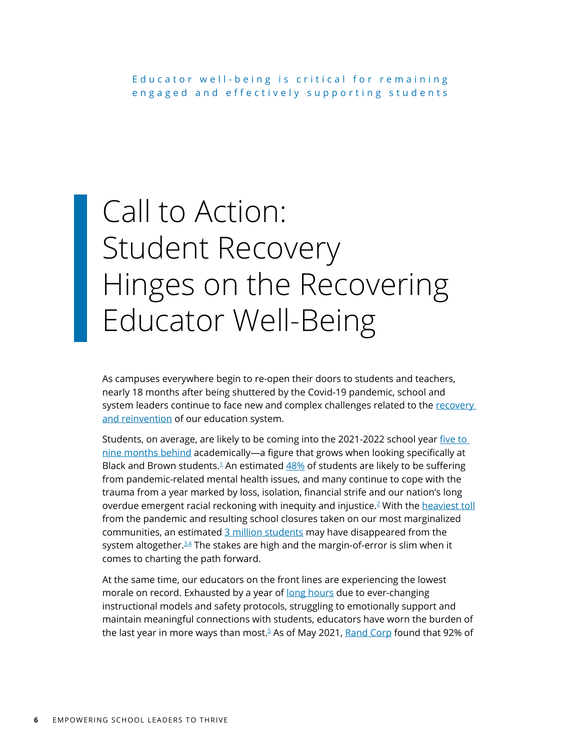Educator well-being is critical for remaining engaged and effectively supporting students

# Call to Action: Student Recovery Hinges on the Recovering Educator Well-Being

As campuses everywhere begin to re-open their doors to students and teachers, nearly 18 months after being shuttered by the Covid-19 pandemic, school and system leaders continue to face new and complex challenges related to the recovery and reinvention of our education system.

Students, on average, are likely to be coming into the 2021-2022 school year five to nine months behind academically—a figure that grows when looking specifically at Black and Brown students.[1] An estimated 48% of students are likely to be suffering from pandemic-related mental health issues, and many continue to cope with the trauma from a year marked by loss, isolation, financial strife and our nation's long overdue emergent racial reckoning with inequity and injustice.[2] With the heaviest toll from the pandemic and resulting school closures taken on our most marginalized communities, an estimated 3 million students may have disappeared from the system altogether.[3,4] The stakes are high and the margin-of-error is slim when it comes to charting the path forward.

At the same time, our educators on the front lines are experiencing the lowest morale on record. Exhausted by a year of long hours due to ever-changing instructional models and safety protocols, struggling to emotionally support and maintain meaningful connections with students, educators have worn the burden of the last year in more ways than most.[5] As of May 2021, Rand Corp found that 92% of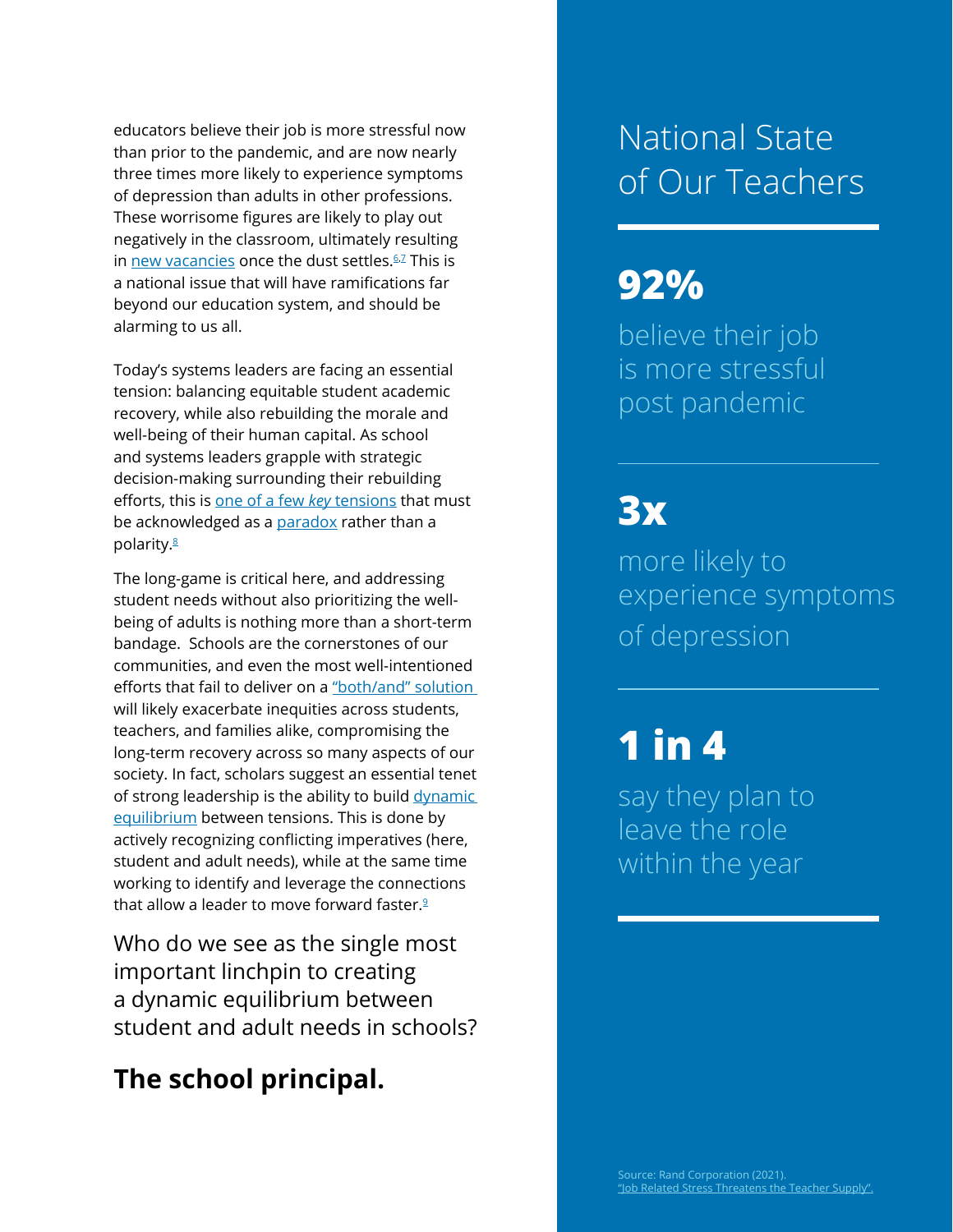educators believe their job is more stressful now than prior to the pandemic, and are now nearly three times more likely to experience symptoms of depression than adults in other professions. These worrisome figures are likely to play out negatively in the classroom, ultimately resulting in new vacancies once the dust settles.[6,7] This is a national issue that will have ramifications far beyond our education system, and should be alarming to us all.

Today's systems leaders are facing an essential tension: balancing equitable student academic recovery, while also rebuilding the morale and well-being of their human capital. As school and systems leaders grapple with strategic decision-making surrounding their rebuilding efforts, this is one of a few *key* tensions that must be acknowledged as a paradox rather than a polarity.[8]

The long-game is critical here, and addressing student needs without also prioritizing the well-being of adults is nothing more than a short-term bandage. Schools are the cornerstones of our communities, and even the most well-intentioned efforts that fail to deliver on a "both/and" solution will likely exacerbate inequities across students, teachers, and families alike, compromising the long-term recovery across so many aspects of our society. In fact, scholars suggest an essential tenet of strong leadership is the ability to build dynamic equilibrium between tensions. This is done by actively recognizing conflicting imperatives (here, student and adult needs), while at the same time working to identify and leverage the connections that allow a leader to move forward faster.[9]

Who do we see as the single most important linchpin to creating a dynamic equilibrium between student and adult needs in schools?

**The school principal.**

## National State of Our Teachers

**92%**

believe their job is more stressful post pandemic

**3x**

more likely to experience symptoms of depression

**1 in 4**

say they plan to leave the role within the year

Source: Rand Corporation (2021). "Job Related Stress Threatens the Teacher Supply".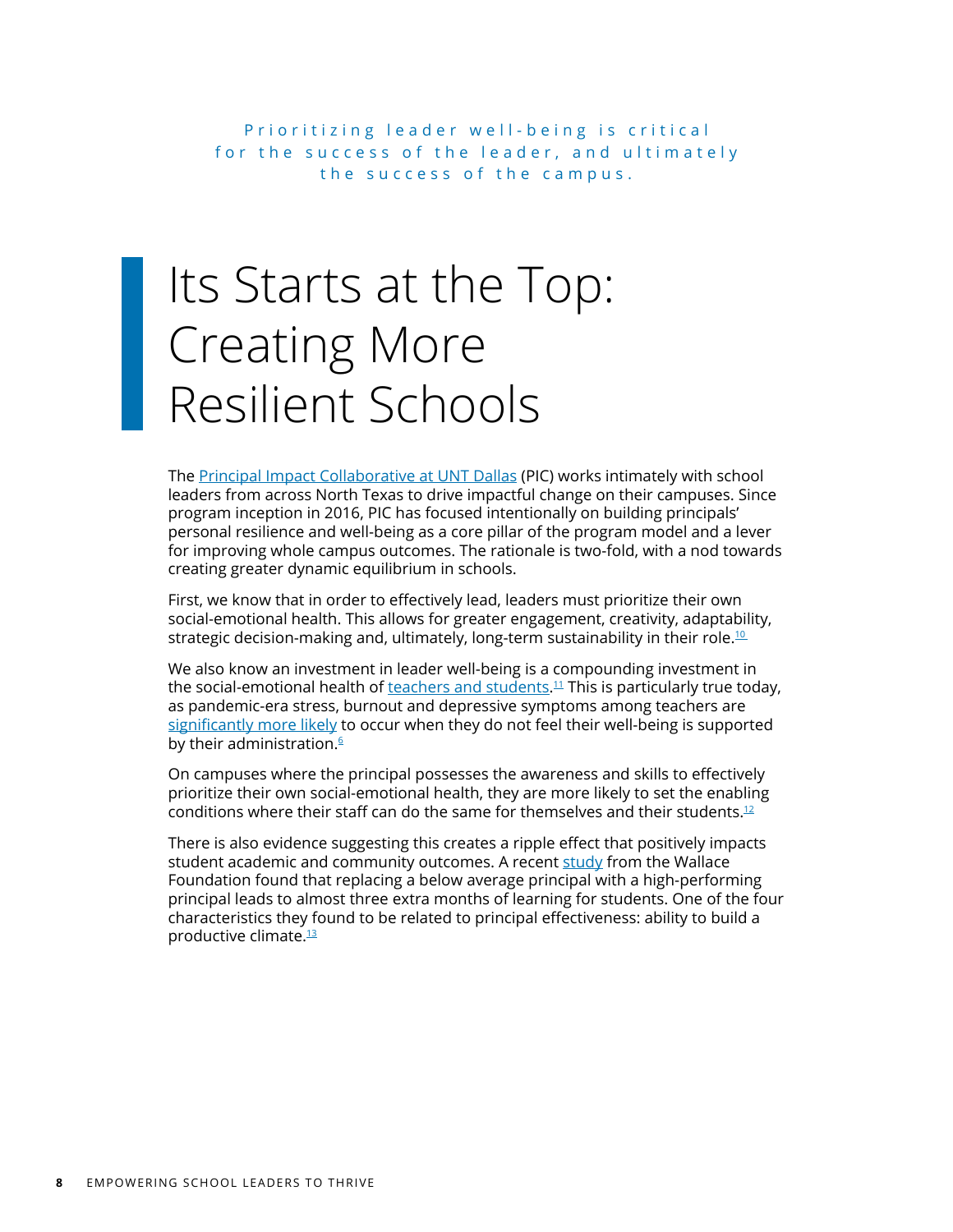Prioritizing leader well-being is critical for the success of the leader, and ultimately the success of the campus.

# Its Starts at the Top: Creating More Resilient Schools

The Principal Impact Collaborative at UNT Dallas (PIC) works intimately with school leaders from across North Texas to drive impactful change on their campuses. Since program inception in 2016, PIC has focused intentionally on building principals' personal resilience and well-being as a core pillar of the program model and a lever for improving whole campus outcomes. The rationale is two-fold, with a nod towards creating greater dynamic equilibrium in schools.

First, we know that in order to effectively lead, leaders must prioritize their own social-emotional health. This allows for greater engagement, creativity, adaptability, strategic decision-making and, ultimately, long-term sustainability in their role.[10]

We also know an investment in leader well-being is a compounding investment in the social-emotional health of teachers and students.[11] This is particularly true today, as pandemic-era stress, burnout and depressive symptoms among teachers are significantly more likely to occur when they do not feel their well-being is supported by their administration.[6]

On campuses where the principal possesses the awareness and skills to effectively prioritize their own social-emotional health, they are more likely to set the enabling conditions where their staff can do the same for themselves and their students.[12]

There is also evidence suggesting this creates a ripple effect that positively impacts student academic and community outcomes. A recent study from the Wallace Foundation found that replacing a below average principal with a high-performing principal leads to almost three extra months of learning for students. One of the four characteristics they found to be related to principal effectiveness: ability to build a productive climate.[13]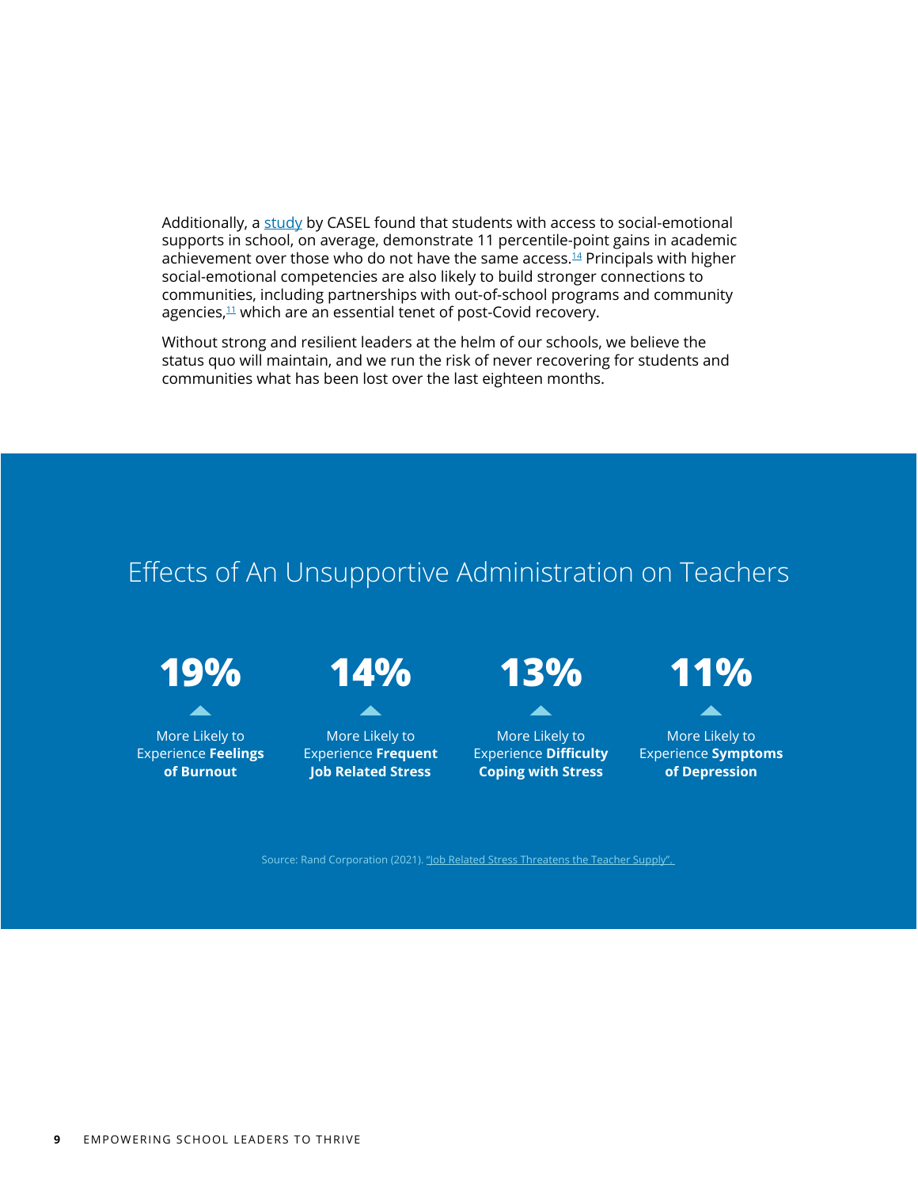Additionally, a study by CASEL found that students with access to social-emotional supports in school, on average, demonstrate 11 percentile-point gains in academic achievement over those who do not have the same access.[14] Principals with higher social-emotional competencies are also likely to build stronger connections to communities, including partnerships with out-of-school programs and community agencies,[11] which are an essential tenet of post-Covid recovery.

Without strong and resilient leaders at the helm of our schools, we believe the status quo will maintain, and we run the risk of never recovering for students and communities what has been lost over the last eighteen months.

## Effects of An Unsupportive Administration on Teachers

**19%**

More Likely to Experience **Feelings of Burnout**

**14%**

More Likely to Experience **Frequent Job Related Stress**

**13%**

More Likely to Experience **Difficulty Coping with Stress**

**11%**

More Likely to Experience **Symptoms of Depression**

Source: Rand Corporation (2021). "Job Related Stress Threatens the Teacher Supply".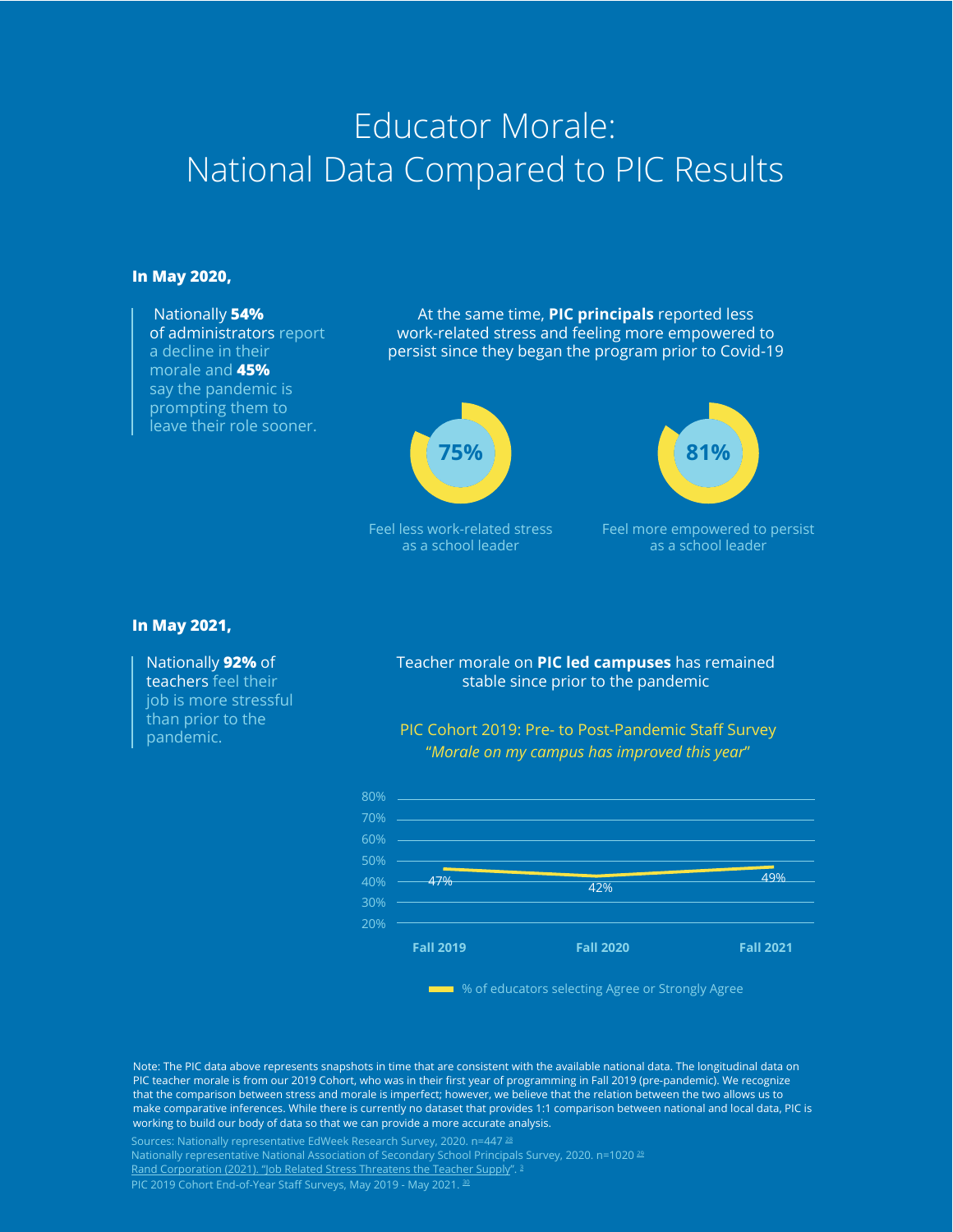# Educator Morale: National Data Compared to PIC Results

**In May 2020,**

Nationally **54%** of administrators report a decline in their morale and **45%** say the pandemic is prompting them to leave their role sooner.

At the same time, **PIC principals** reported less work-related stress and feeling more empowered to persist since they began the program prior to Covid-19

**75%**

Feel less work-related stress as a school leader

**81%**

Feel more empowered to persist as a school leader

**In May 2021,**

Nationally **92%** of teachers feel their job is more stressful than prior to the pandemic.

Teacher morale on **PIC led campuses** has remained stable since prior to the pandemic

PIC Cohort 2019: Pre- to Post-Pandemic Staff Survey

*"Morale on my campus has improved this year"*

| | Fall 2019 | Fall 2020 | Fall 2021 |
|---|---|---|---|
| % of educators selecting Agree or Strongly Agree | 47% | 42% | 49% |

Note: The PIC data above represents snapshots in time that are consistent with the available national data. The longitudinal data on PIC teacher morale is from our 2019 Cohort, who was in their first year of programming in Fall 2019 (pre-pandemic). We recognize that the comparison between stress and morale is imperfect; however, we believe that the relation between the two allows us to make comparative inferences. While there is currently no dataset that provides 1:1 comparison between national and local data, PIC is working to build our body of data so that we can provide a more accurate analysis.

Sources: Nationally representative EdWeek Research Survey, 2020. n=447 [28]
Nationally representative National Association of Secondary School Principals Survey, 2020. n=1020 [29]
Rand Corporation (2021). "Job Related Stress Threatens the Teacher Supply". [3]
PIC 2019 Cohort End-of-Year Staff Surveys, May 2019 - May 2021. [30]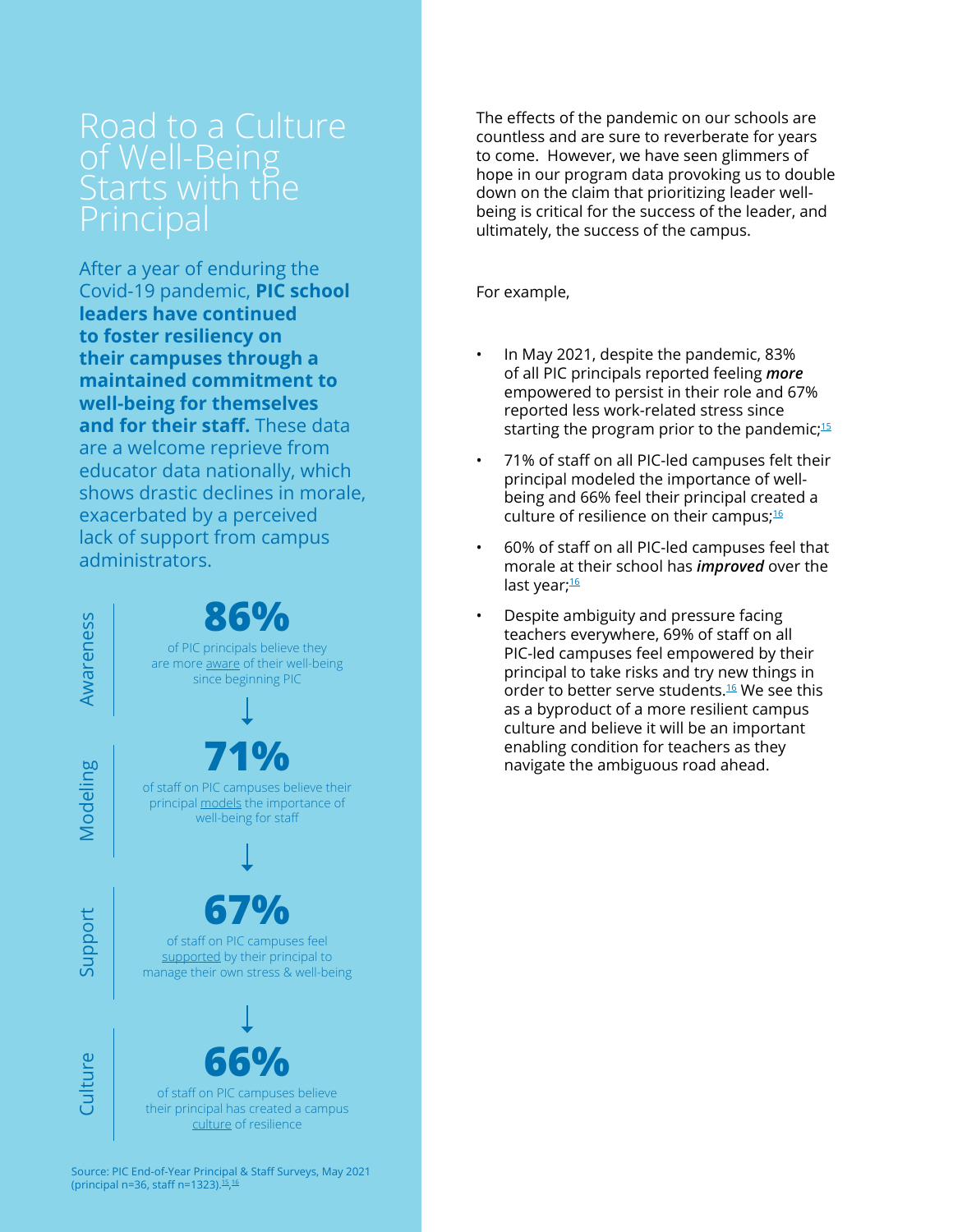# Road to a Culture of Well-Being Starts with the Principal

After a year of enduring the Covid-19 pandemic, **PIC school leaders have continued to foster resiliency on their campuses through a maintained commitment to well-being for themselves and for their staff.** These data are a welcome reprieve from educator data nationally, which shows drastic declines in morale, exacerbated by a perceived lack of support from campus administrators.

**Awareness**

**86%**

of PIC principals believe they are more aware of their well-being since beginning PIC

↓

**Modeling**

**71%**

of staff on PIC campuses believe their principal models the importance of well-being for staff

↓

**Support**

**67%**

of staff on PIC campuses feel supported by their principal to manage their own stress & well-being

↓

**Culture**

**66%**

of staff on PIC campuses believe their principal has created a campus culture of resilience

Source: PIC End-of-Year Principal & Staff Surveys, May 2021 (principal n=36, staff n=1323).[15],[16]

The effects of the pandemic on our schools are countless and are sure to reverberate for years to come. However, we have seen glimmers of hope in our program data provoking us to double down on the claim that prioritizing leader well-being is critical for the success of the leader, and ultimately, the success of the campus.

For example,

- In May 2021, despite the pandemic, 83% of all PIC principals reported feeling ***more*** empowered to persist in their role and 67% reported less work-related stress since starting the program prior to the pandemic;[15]
- 71% of staff on all PIC-led campuses felt their principal modeled the importance of well-being and 66% feel their principal created a culture of resilience on their campus;[16]
- 60% of staff on all PIC-led campuses feel that morale at their school has ***improved*** over the last year;[16]
- Despite ambiguity and pressure facing teachers everywhere, 69% of staff on all PIC-led campuses feel empowered by their principal to take risks and try new things in order to better serve students.[16] We see this as a byproduct of a more resilient campus culture and believe it will be an important enabling condition for teachers as they navigate the ambiguous road ahead.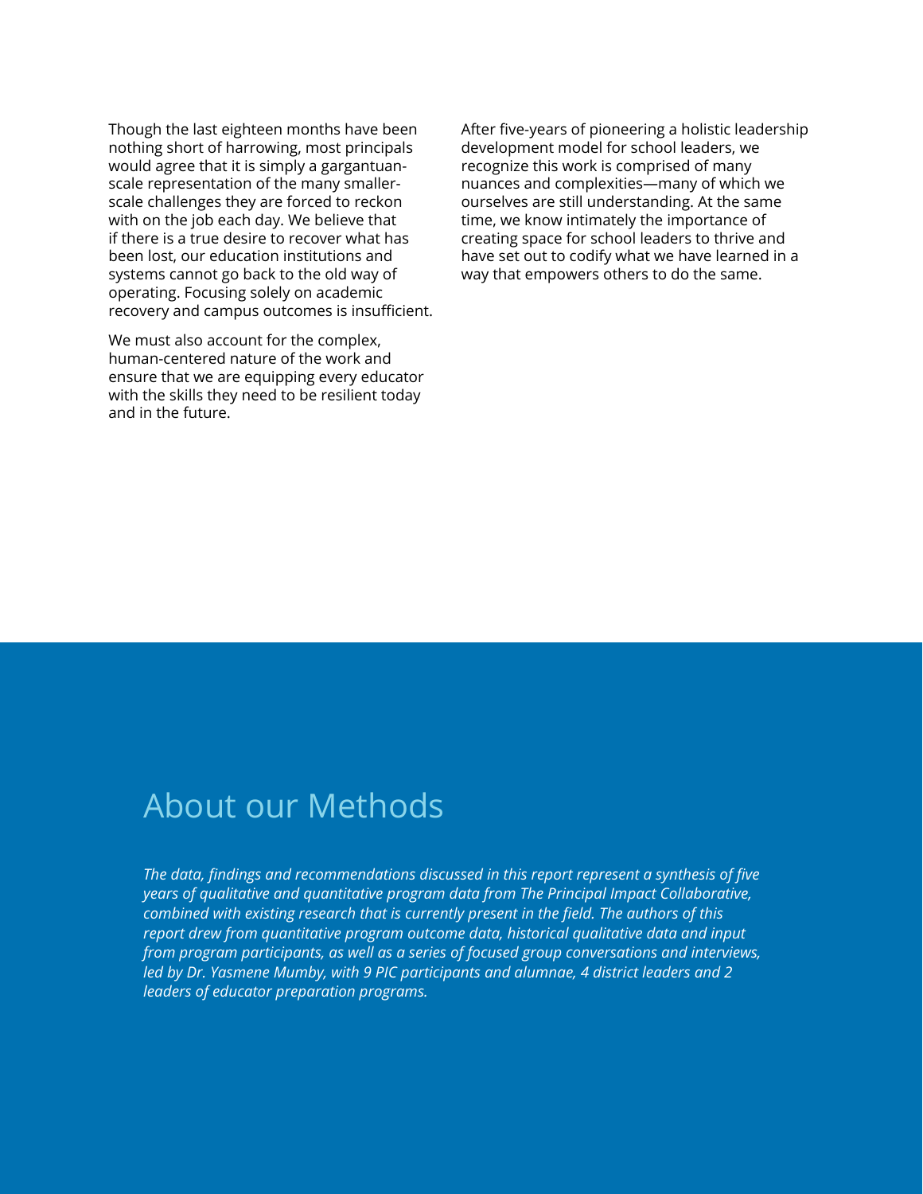Though the last eighteen months have been nothing short of harrowing, most principals would agree that it is simply a gargantuan-scale representation of the many smaller-scale challenges they are forced to reckon with on the job each day. We believe that if there is a true desire to recover what has been lost, our education institutions and systems cannot go back to the old way of operating. Focusing solely on academic recovery and campus outcomes is insufficient.

We must also account for the complex, human-centered nature of the work and ensure that we are equipping every educator with the skills they need to be resilient today and in the future.

After five-years of pioneering a holistic leadership development model for school leaders, we recognize this work is comprised of many nuances and complexities—many of which we ourselves are still understanding. At the same time, we know intimately the importance of creating space for school leaders to thrive and have set out to codify what we have learned in a way that empowers others to do the same.

## About our Methods

*The data, findings and recommendations discussed in this report represent a synthesis of five years of qualitative and quantitative program data from The Principal Impact Collaborative, combined with existing research that is currently present in the field. The authors of this report drew from quantitative program outcome data, historical qualitative data and input from program participants, as well as a series of focused group conversations and interviews, led by Dr. Yasmene Mumby, with 9 PIC participants and alumnae, 4 district leaders and 2 leaders of educator preparation programs.*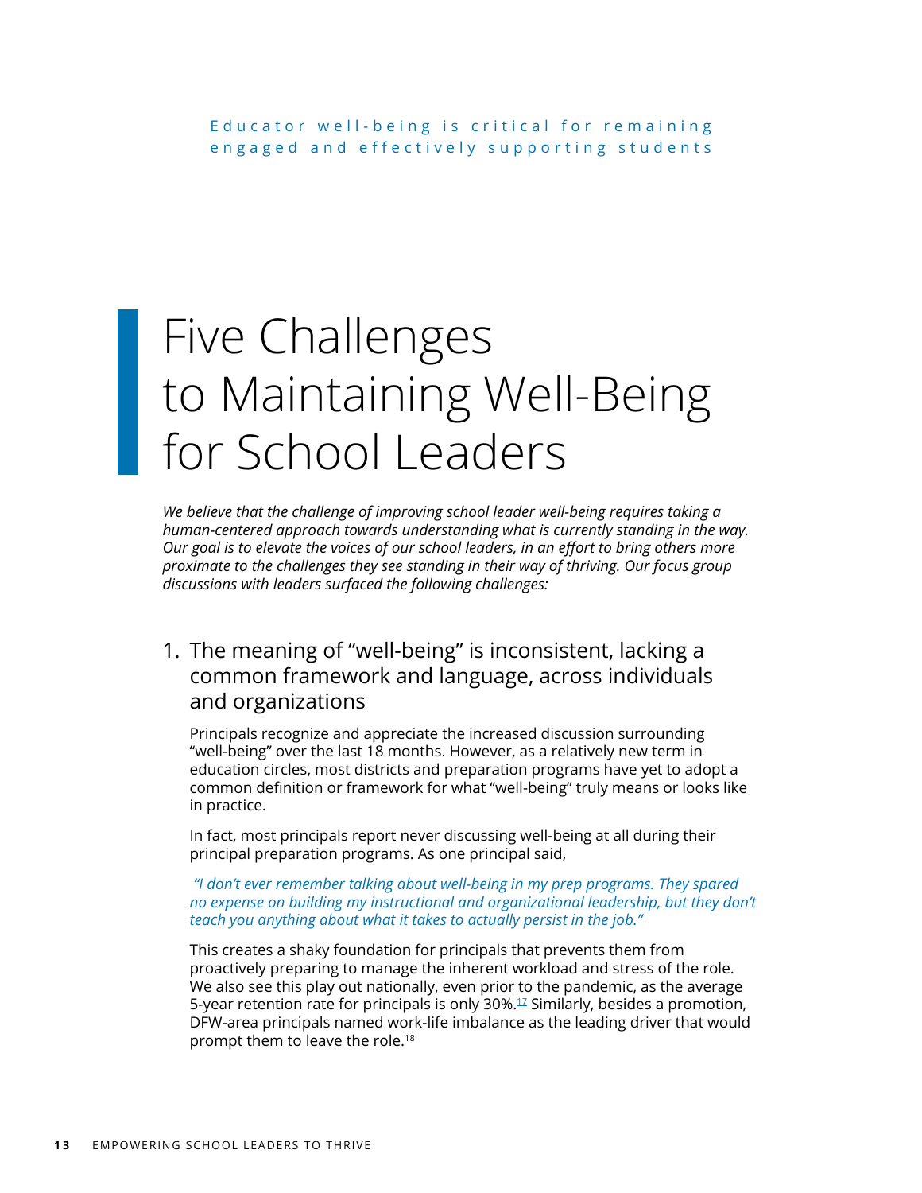Educator well-being is critical for remaining engaged and effectively supporting students

# Five Challenges to Maintaining Well-Being for School Leaders

*We believe that the challenge of improving school leader well-being requires taking a human-centered approach towards understanding what is currently standing in the way. Our goal is to elevate the voices of our school leaders, in an effort to bring others more proximate to the challenges they see standing in their way of thriving. Our focus group discussions with leaders surfaced the following challenges:*

## 1. The meaning of "well-being" is inconsistent, lacking a common framework and language, across individuals and organizations

Principals recognize and appreciate the increased discussion surrounding "well-being" over the last 18 months. However, as a relatively new term in education circles, most districts and preparation programs have yet to adopt a common definition or framework for what "well-being" truly means or looks like in practice.

In fact, most principals report never discussing well-being at all during their principal preparation programs. As one principal said,

*"I don't ever remember talking about well-being in my prep programs. They spared no expense on building my instructional and organizational leadership, but they don't teach you anything about what it takes to actually persist in the job."*

This creates a shaky foundation for principals that prevents them from proactively preparing to manage the inherent workload and stress of the role. We also see this play out nationally, even prior to the pandemic, as the average 5-year retention rate for principals is only 30%.[17] Similarly, besides a promotion, DFW-area principals named work-life imbalance as the leading driver that would prompt them to leave the role.[18]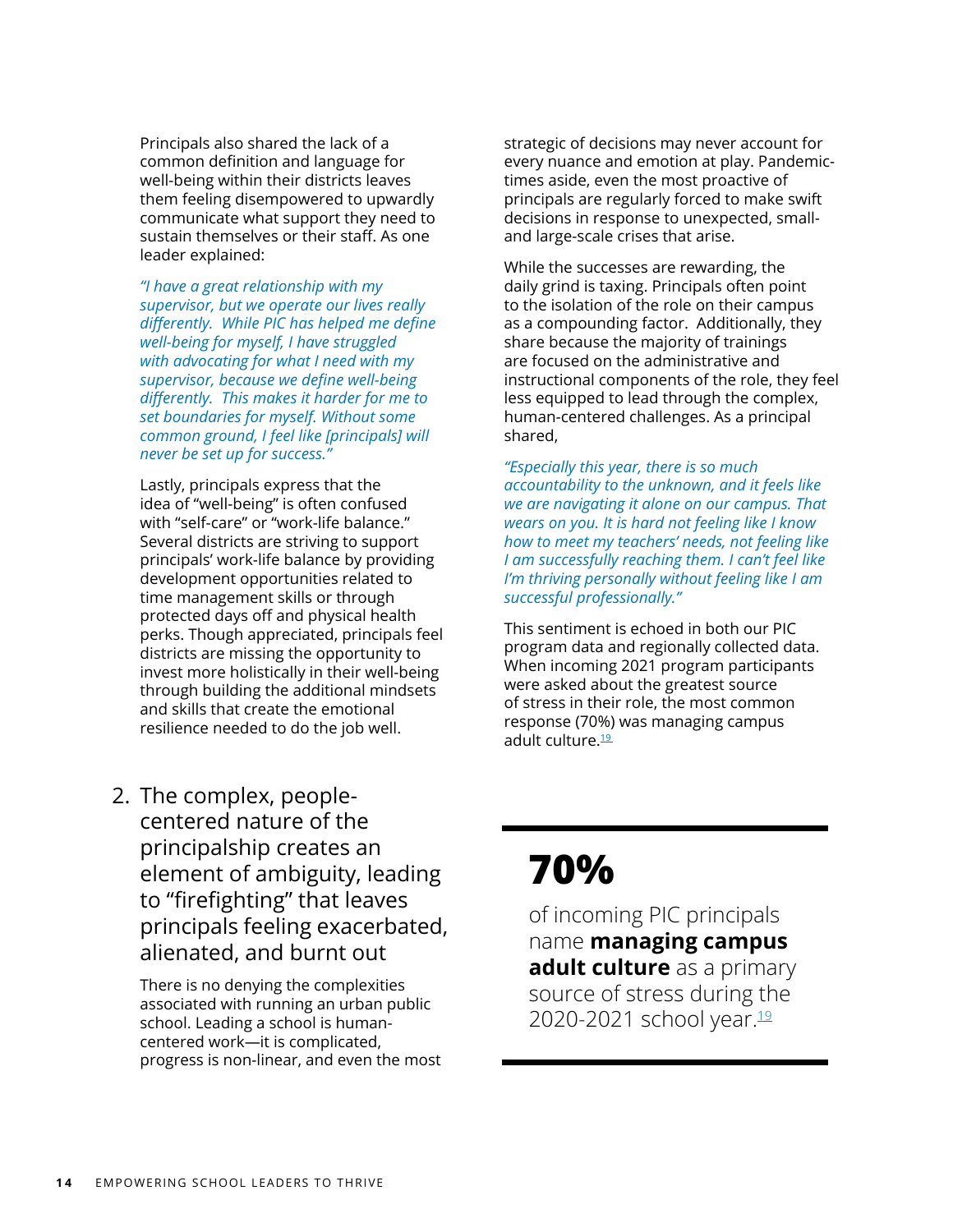Principals also shared the lack of a common definition and language for well-being within their districts leaves them feeling disempowered to upwardly communicate what support they need to sustain themselves or their staff. As one leader explained:

*"I have a great relationship with my supervisor, but we operate our lives really differently. While PIC has helped me define well-being for myself, I have struggled with advocating for what I need with my supervisor, because we define well-being differently. This makes it harder for me to set boundaries for myself. Without some common ground, I feel like [principals] will never be set up for success."*

Lastly, principals express that the idea of "well-being" is often confused with "self-care" or "work-life balance." Several districts are striving to support principals' work-life balance by providing development opportunities related to time management skills or through protected days off and physical health perks. Though appreciated, principals feel districts are missing the opportunity to invest more holistically in their well-being through building the additional mindsets and skills that create the emotional resilience needed to do the job well.

## 2. The complex, people-centered nature of the principalship creates an element of ambiguity, leading to "firefighting" that leaves principals feeling exacerbated, alienated, and burnt out

There is no denying the complexities associated with running an urban public school. Leading a school is human-centered work—it is complicated, progress is non-linear, and even the most strategic of decisions may never account for every nuance and emotion at play. Pandemic-times aside, even the most proactive of principals are regularly forced to make swift decisions in response to unexpected, small- and large-scale crises that arise.

While the successes are rewarding, the daily grind is taxing. Principals often point to the isolation of the role on their campus as a compounding factor. Additionally, they share because the majority of trainings are focused on the administrative and instructional components of the role, they feel less equipped to lead through the complex, human-centered challenges. As a principal shared,

*"Especially this year, there is so much accountability to the unknown, and it feels like we are navigating it alone on our campus. That wears on you. It is hard not feeling like I know how to meet my teachers' needs, not feeling like I am successfully reaching them. I can't feel like I'm thriving personally without feeling like I am successful professionally."*

This sentiment is echoed in both our PIC program data and regionally collected data. When incoming 2021 program participants were asked about the greatest source of stress in their role, the most common response (70%) was managing campus adult culture.[19]

---

# 70%

of incoming PIC principals name **managing campus adult culture** as a primary source of stress during the 2020-2021 school year.[19]

---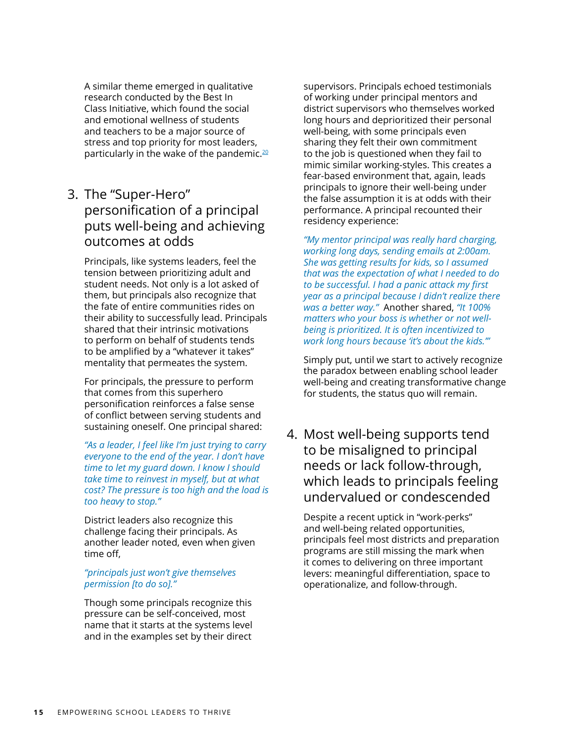A similar theme emerged in qualitative research conducted by the Best In Class Initiative, which found the social and emotional wellness of students and teachers to be a major source of stress and top priority for most leaders, particularly in the wake of the pandemic.[20]

## 3. The "Super-Hero" personification of a principal puts well-being and achieving outcomes at odds

Principals, like systems leaders, feel the tension between prioritizing adult and student needs. Not only is a lot asked of them, but principals also recognize that the fate of entire communities rides on their ability to successfully lead. Principals shared that their intrinsic motivations to perform on behalf of students tends to be amplified by a "whatever it takes" mentality that permeates the system.

For principals, the pressure to perform that comes from this superhero personification reinforces a false sense of conflict between serving students and sustaining oneself. One principal shared:

*"As a leader, I feel like I'm just trying to carry everyone to the end of the year. I don't have time to let my guard down. I know I should take time to reinvest in myself, but at what cost? The pressure is too high and the load is too heavy to stop."*

District leaders also recognize this challenge facing their principals. As another leader noted, even when given time off,

*"principals just won't give themselves permission [to do so]."*

Though some principals recognize this pressure can be self-conceived, most name that it starts at the systems level and in the examples set by their direct supervisors. Principals echoed testimonials of working under principal mentors and district supervisors who themselves worked long hours and deprioritized their personal well-being, with some principals even sharing they felt their own commitment to the job is questioned when they fail to mimic similar working-styles. This creates a fear-based environment that, again, leads principals to ignore their well-being under the false assumption it is at odds with their performance. A principal recounted their residency experience:

*"My mentor principal was really hard charging, working long days, sending emails at 2:00am. She was getting results for kids, so I assumed that was the expectation of what I needed to do to be successful. I had a panic attack my first year as a principal because I didn't realize there was a better way."* Another shared, *"It 100% matters who your boss is whether or not well-being is prioritized. It is often incentivized to work long hours because 'it's about the kids.'"*

Simply put, until we start to actively recognize the paradox between enabling school leader well-being and creating transformative change for students, the status quo will remain.

## 4. Most well-being supports tend to be misaligned to principal needs or lack follow-through, which leads to principals feeling undervalued or condescended

Despite a recent uptick in "work-perks" and well-being related opportunities, principals feel most districts and preparation programs are still missing the mark when it comes to delivering on three important levers: meaningful differentiation, space to operationalize, and follow-through.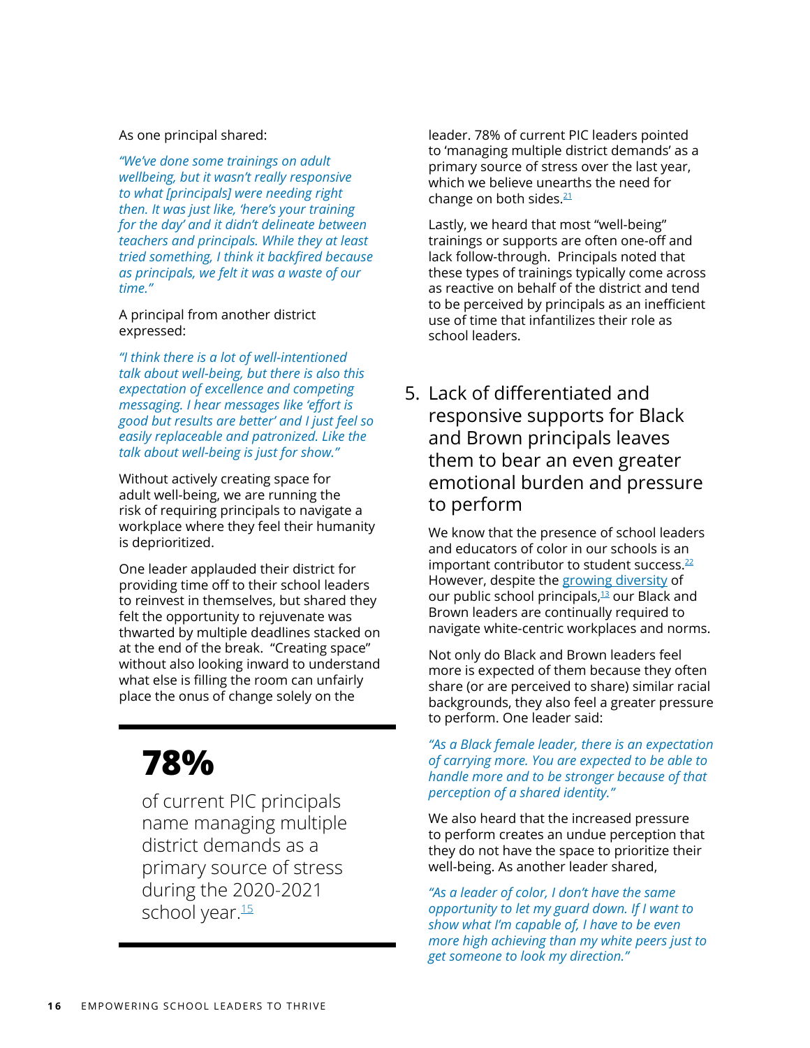As one principal shared:

*"We've done some trainings on adult wellbeing, but it wasn't really responsive to what [principals] were needing right then. It was just like, 'here's your training for the day' and it didn't delineate between teachers and principals. While they at least tried something, I think it backfired because as principals, we felt it was a waste of our time."*

A principal from another district expressed:

*"I think there is a lot of well-intentioned talk about well-being, but there is also this expectation of excellence and competing messaging. I hear messages like 'effort is good but results are better' and I just feel so easily replaceable and patronized. Like the talk about well-being is just for show."*

Without actively creating space for adult well-being, we are running the risk of requiring principals to navigate a workplace where they feel their humanity is deprioritized.

One leader applauded their district for providing time off to their school leaders to reinvest in themselves, but shared they felt the opportunity to rejuvenate was thwarted by multiple deadlines stacked on at the end of the break. "Creating space" without also looking inward to understand what else is filling the room can unfairly place the onus of change solely on the leader. 78% of current PIC leaders pointed to 'managing multiple district demands' as a primary source of stress over the last year, which we believe unearths the need for change on both sides.[21]

Lastly, we heard that most "well-being" trainings or supports are often one-off and lack follow-through. Principals noted that these types of trainings typically come across as reactive on behalf of the district and tend to be perceived by principals as an inefficient use of time that infantilizes their role as school leaders.

> **78%**
>
> of current PIC principals name managing multiple district demands as a primary source of stress during the 2020-2021 school year.[15]

## 5. Lack of differentiated and responsive supports for Black and Brown principals leaves them to bear an even greater emotional burden and pressure to perform

We know that the presence of school leaders and educators of color in our schools is an important contributor to student success.[22] However, despite the growing diversity of our public school principals,[13] our Black and Brown leaders are continually required to navigate white-centric workplaces and norms.

Not only do Black and Brown leaders feel more is expected of them because they often share (or are perceived to share) similar racial backgrounds, they also feel a greater pressure to perform. One leader said:

*"As a Black female leader, there is an expectation of carrying more. You are expected to be able to handle more and to be stronger because of that perception of a shared identity."*

We also heard that the increased pressure to perform creates an undue perception that they do not have the space to prioritize their well-being. As another leader shared,

*"As a leader of color, I don't have the same opportunity to let my guard down. If I want to show what I'm capable of, I have to be even more high achieving than my white peers just to get someone to look my direction."*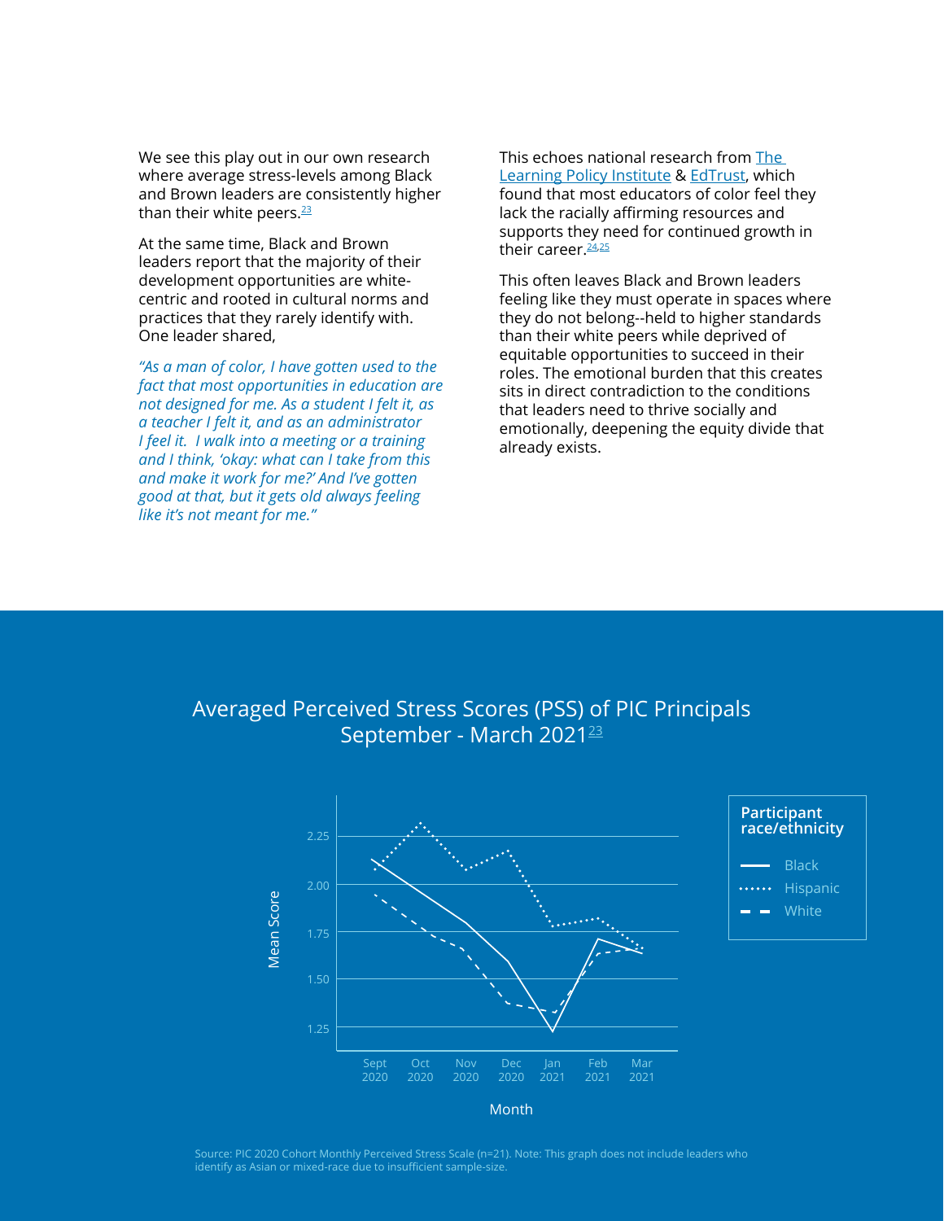We see this play out in our own research where average stress-levels among Black and Brown leaders are consistently higher than their white peers.[23]

At the same time, Black and Brown leaders report that the majority of their development opportunities are white-centric and rooted in cultural norms and practices that they rarely identify with. One leader shared,

*"As a man of color, I have gotten used to the fact that most opportunities in education are not designed for me. As a student I felt it, as a teacher I felt it, and as an administrator I feel it. I walk into a meeting or a training and I think, 'okay: what can I take from this and make it work for me?' And I've gotten good at that, but it gets old always feeling like it's not meant for me."*

This echoes national research from The Learning Policy Institute & EdTrust, which found that most educators of color feel they lack the racially affirming resources and supports they need for continued growth in their career.[24,25]

This often leaves Black and Brown leaders feeling like they must operate in spaces where they do not belong--held to higher standards than their white peers while deprived of equitable opportunities to succeed in their roles. The emotional burden that this creates sits in direct contradiction to the conditions that leaders need to thrive socially and emotionally, deepening the equity divide that already exists.

## Averaged Perceived Stress Scores (PSS) of PIC Principals September - March 2021[23]

Participant race/ethnicity: Black (solid line), Hispanic (dotted line), White (dashed line)

Mean Score: 1.25, 1.50, 1.75, 2.00, 2.25

Month: Sept 2020, Oct 2020, Nov 2020, Dec 2020, Jan 2021, Feb 2021, Mar 2021

Source: PIC 2020 Cohort Monthly Perceived Stress Scale (n=21). Note: This graph does not include leaders who identify as Asian or mixed-race due to insufficient sample-size.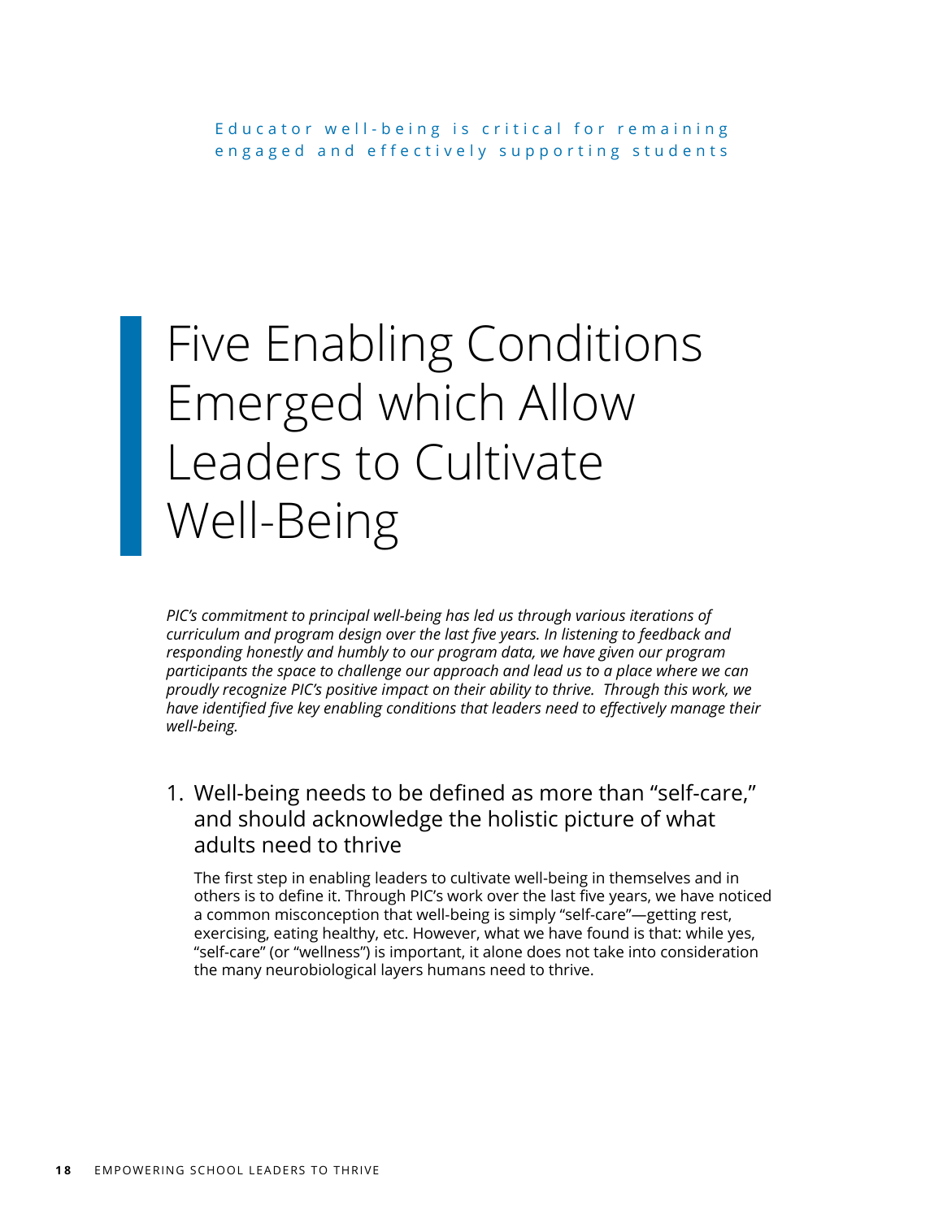Educator well-being is critical for remaining engaged and effectively supporting students

# Five Enabling Conditions Emerged which Allow Leaders to Cultivate Well-Being

*PIC's commitment to principal well-being has led us through various iterations of curriculum and program design over the last five years. In listening to feedback and responding honestly and humbly to our program data, we have given our program participants the space to challenge our approach and lead us to a place where we can proudly recognize PIC's positive impact on their ability to thrive. Through this work, we have identified five key enabling conditions that leaders need to effectively manage their well-being.*

## 1. Well-being needs to be defined as more than "self-care," and should acknowledge the holistic picture of what adults need to thrive

The first step in enabling leaders to cultivate well-being in themselves and in others is to define it. Through PIC's work over the last five years, we have noticed a common misconception that well-being is simply "self-care"—getting rest, exercising, eating healthy, etc. However, what we have found is that: while yes, "self-care" (or "wellness") is important, it alone does not take into consideration the many neurobiological layers humans need to thrive.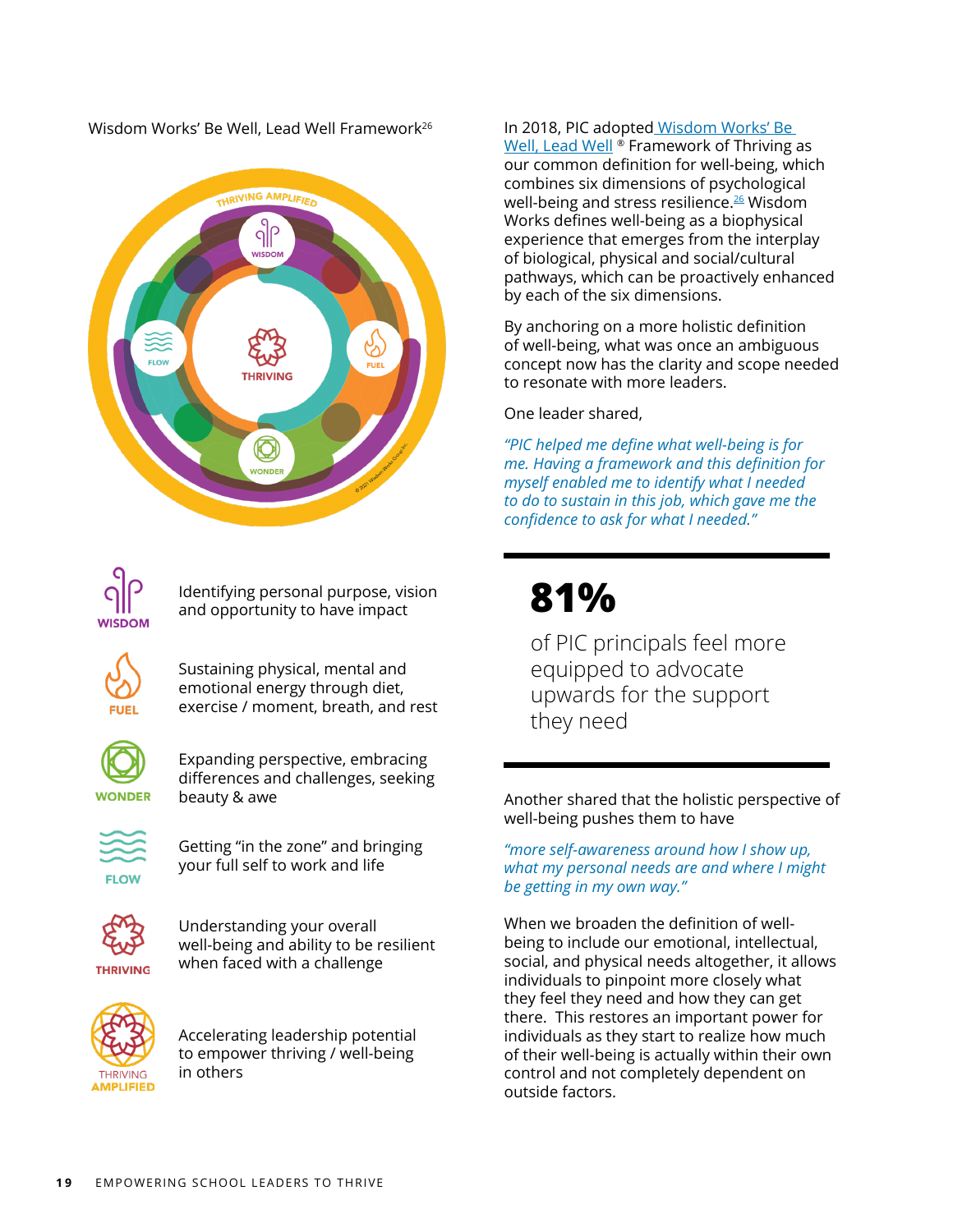Wisdom Works' Be Well, Lead Well Framework[26]

**WISDOM** — Identifying personal purpose, vision and opportunity to have impact

**FUEL** — Sustaining physical, mental and emotional energy through diet, exercise / moment, breath, and rest

**WONDER** — Expanding perspective, embracing differences and challenges, seeking beauty & awe

**FLOW** — Getting "in the zone" and bringing your full self to work and life

**THRIVING** — Understanding your overall well-being and ability to be resilient when faced with a challenge

**THRIVING AMPLIFIED** — Accelerating leadership potential to empower thriving / well-being in others

In 2018, PIC adopted Wisdom Works' Be Well, Lead Well ® Framework of Thriving as our common definition for well-being, which combines six dimensions of psychological well-being and stress resilience.[26] Wisdom Works defines well-being as a biophysical experience that emerges from the interplay of biological, physical and social/cultural pathways, which can be proactively enhanced by each of the six dimensions.

By anchoring on a more holistic definition of well-being, what was once an ambiguous concept now has the clarity and scope needed to resonate with more leaders.

One leader shared,

*"PIC helped me define what well-being is for me. Having a framework and this definition for myself enabled me to identify what I needed to do to sustain in this job, which gave me the confidence to ask for what I needed."*

---

# 81%

of PIC principals feel more equipped to advocate upwards for the support they need

---

Another shared that the holistic perspective of well-being pushes them to have

*"more self-awareness around how I show up, what my personal needs are and where I might be getting in my own way."*

When we broaden the definition of well-being to include our emotional, intellectual, social, and physical needs altogether, it allows individuals to pinpoint more closely what they feel they need and how they can get there. This restores an important power for individuals as they start to realize how much of their well-being is actually within their own control and not completely dependent on outside factors.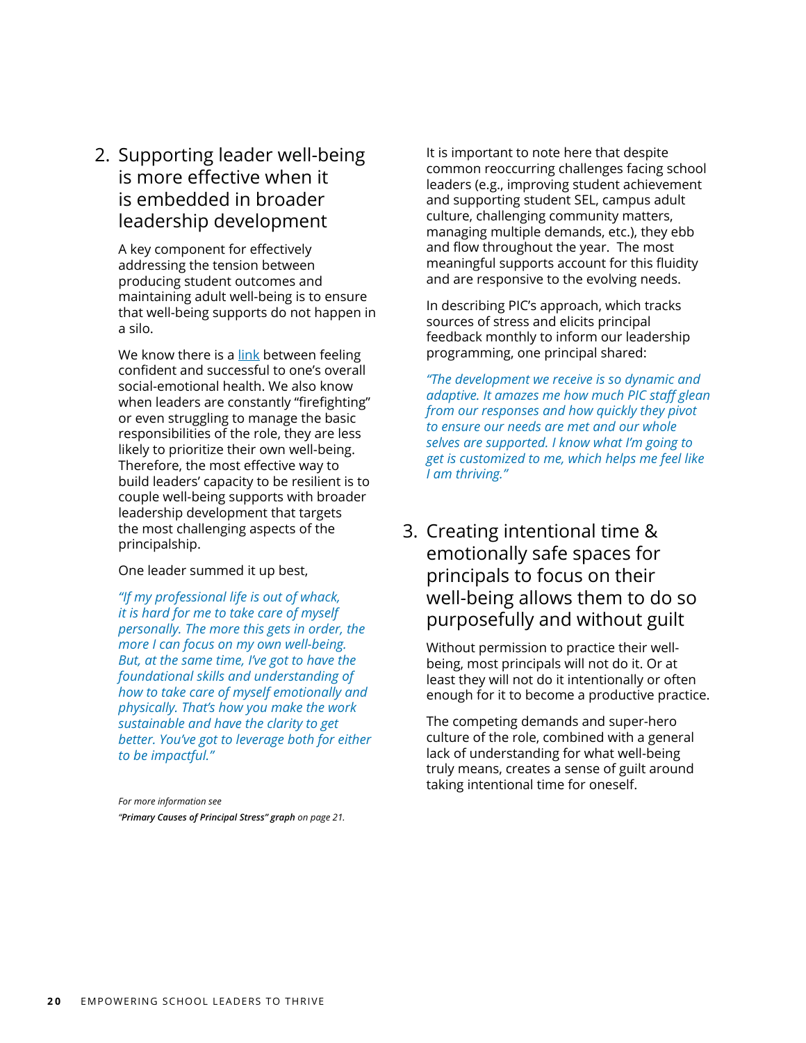## 2. Supporting leader well-being is more effective when it is embedded in broader leadership development

A key component for effectively addressing the tension between producing student outcomes and maintaining adult well-being is to ensure that well-being supports do not happen in a silo.

We know there is a link between feeling confident and successful to one's overall social-emotional health. We also know when leaders are constantly "firefighting" or even struggling to manage the basic responsibilities of the role, they are less likely to prioritize their own well-being. Therefore, the most effective way to build leaders' capacity to be resilient is to couple well-being supports with broader leadership development that targets the most challenging aspects of the principalship.

One leader summed it up best,

*"If my professional life is out of whack, it is hard for me to take care of myself personally. The more this gets in order, the more I can focus on my own well-being. But, at the same time, I've got to have the foundational skills and understanding of how to take care of myself emotionally and physically. That's how you make the work sustainable and have the clarity to get better. You've got to leverage both for either to be impactful."*

*For more information see*
*"**Primary Causes of Principal Stress" graph** on page 21.*

It is important to note here that despite common reoccurring challenges facing school leaders (e.g., improving student achievement and supporting student SEL, campus adult culture, challenging community matters, managing multiple demands, etc.), they ebb and flow throughout the year. The most meaningful supports account for this fluidity and are responsive to the evolving needs.

In describing PIC's approach, which tracks sources of stress and elicits principal feedback monthly to inform our leadership programming, one principal shared:

*"The development we receive is so dynamic and adaptive. It amazes me how much PIC staff glean from our responses and how quickly they pivot to ensure our needs are met and our whole selves are supported. I know what I'm going to get is customized to me, which helps me feel like I am thriving."*

## 3. Creating intentional time & emotionally safe spaces for principals to focus on their well-being allows them to do so purposefully and without guilt

Without permission to practice their well-being, most principals will not do it. Or at least they will not do it intentionally or often enough for it to become a productive practice.

The competing demands and super-hero culture of the role, combined with a general lack of understanding for what well-being truly means, creates a sense of guilt around taking intentional time for oneself.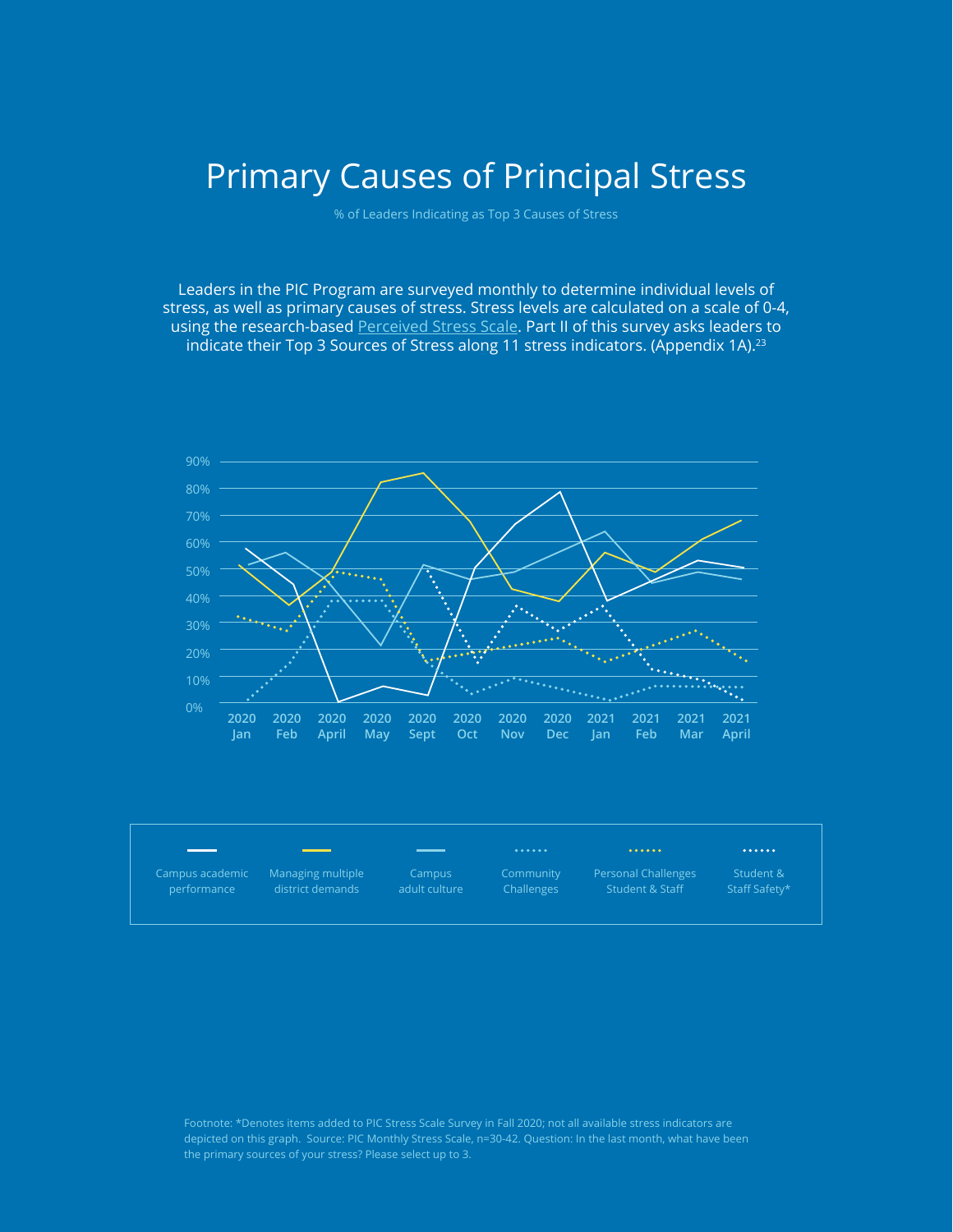# Primary Causes of Principal Stress

% of Leaders Indicating as Top 3 Causes of Stress

Leaders in the PIC Program are surveyed monthly to determine individual levels of stress, as well as primary causes of stress. Stress levels are calculated on a scale of 0-4, using the research-based Perceived Stress Scale. Part II of this survey asks leaders to indicate their Top 3 Sources of Stress along 11 stress indicators. (Appendix 1A).[23]

90%
80%
70%
60%
50%
40%
30%
20%
10%
0%

2020 Jan | 2020 Feb | 2020 April | 2020 May | 2020 Sept | 2020 Oct | 2020 Nov | 2020 Dec | 2021 Jan | 2021 Feb | 2021 Mar | 2021 April

Campus academic performance | Managing multiple district demands | Campus adult culture | Community Challenges | Personal Challenges Student & Staff | Student & Staff Safety*

Footnote: *Denotes items added to PIC Stress Scale Survey in Fall 2020; not all available stress indicators are depicted on this graph. Source: PIC Monthly Stress Scale, n=30-42. Question: In the last month, what have been the primary sources of your stress? Please select up to 3.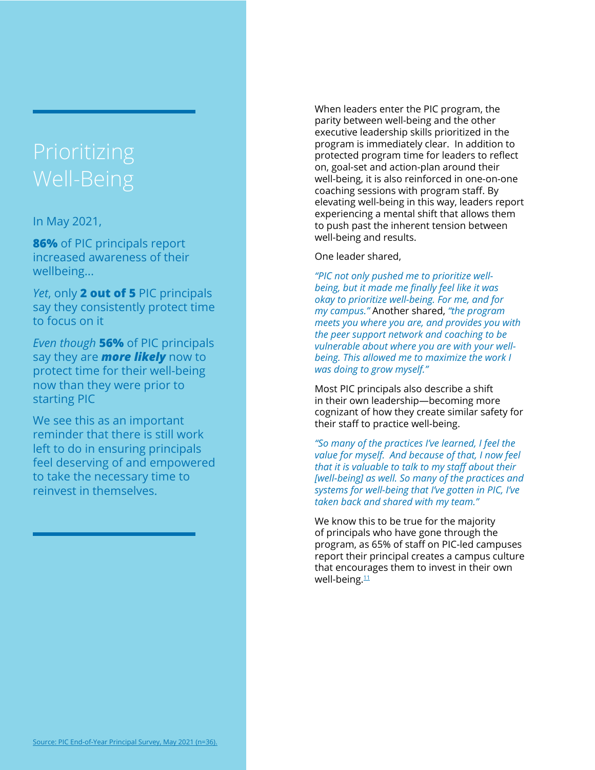# Prioritizing Well-Being

In May 2021,

**86%** of PIC principals report increased awareness of their wellbeing...

*Yet*, only **2 out of 5** PIC principals say they consistently protect time to focus on it

*Even though* **56%** of PIC principals say they are ***more likely*** now to protect time for their well-being now than they were prior to starting PIC

We see this as an important reminder that there is still work left to do in ensuring principals feel deserving of and empowered to take the necessary time to reinvest in themselves.

Source: PIC End-of-Year Principal Survey, May 2021 (n=36).

When leaders enter the PIC program, the parity between well-being and the other executive leadership skills prioritized in the program is immediately clear. In addition to protected program time for leaders to reflect on, goal-set and action-plan around their well-being, it is also reinforced in one-on-one coaching sessions with program staff. By elevating well-being in this way, leaders report experiencing a mental shift that allows them to push past the inherent tension between well-being and results.

One leader shared,

*"PIC not only pushed me to prioritize well-being, but it made me finally feel like it was okay to prioritize well-being. For me, and for my campus."* Another shared, *"the program meets you where you are, and provides you with the peer support network and coaching to be vulnerable about where you are with your well-being. This allowed me to maximize the work I was doing to grow myself."*

Most PIC principals also describe a shift in their own leadership—becoming more cognizant of how they create similar safety for their staff to practice well-being.

*"So many of the practices I've learned, I feel the value for myself. And because of that, I now feel that it is valuable to talk to my staff about their [well-being] as well. So many of the practices and systems for well-being that I've gotten in PIC, I've taken back and shared with my team."*

We know this to be true for the majority of principals who have gone through the program, as 65% of staff on PIC-led campuses report their principal creates a campus culture that encourages them to invest in their own well-being.[11]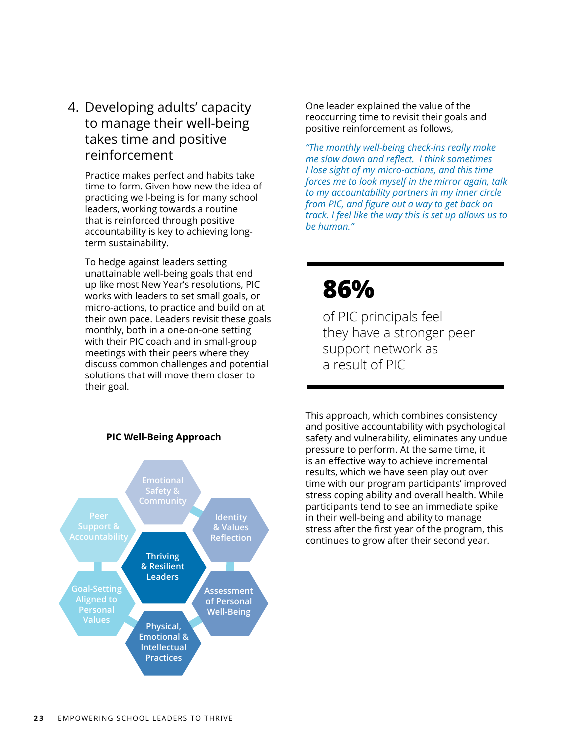## 4. Developing adults' capacity to manage their well-being takes time and positive reinforcement

Practice makes perfect and habits take time to form. Given how new the idea of practicing well-being is for many school leaders, working towards a routine that is reinforced through positive accountability is key to achieving long-term sustainability.

To hedge against leaders setting unattainable well-being goals that end up like most New Year's resolutions, PIC works with leaders to set small goals, or micro-actions, to practice and build on at their own pace. Leaders revisit these goals monthly, both in a one-on-one setting with their PIC coach and in small-group meetings with their peers where they discuss common challenges and potential solutions that will move them closer to their goal.

**PIC Well-Being Approach**

- Thriving & Resilient Leaders
- Emotional Safety & Community
- Identity & Values Reflection
- Assessment of Personal Well-Being
- Physical, Emotional & Intellectual Practices
- Goal-Setting Aligned to Personal Values
- Peer Support & Accountability

One leader explained the value of the reoccurring time to revisit their goals and positive reinforcement as follows,

*"The monthly well-being check-ins really make me slow down and reflect. I think sometimes I lose sight of my micro-actions, and this time forces me to look myself in the mirror again, talk to my accountability partners in my inner circle from PIC, and figure out a way to get back on track. I feel like the way this is set up allows us to be human."*

**86%**

of PIC principals feel they have a stronger peer support network as a result of PIC

This approach, which combines consistency and positive accountability with psychological safety and vulnerability, eliminates any undue pressure to perform. At the same time, it is an effective way to achieve incremental results, which we have seen play out over time with our program participants' improved stress coping ability and overall health. While participants tend to see an immediate spike in their well-being and ability to manage stress after the first year of the program, this continues to grow after their second year.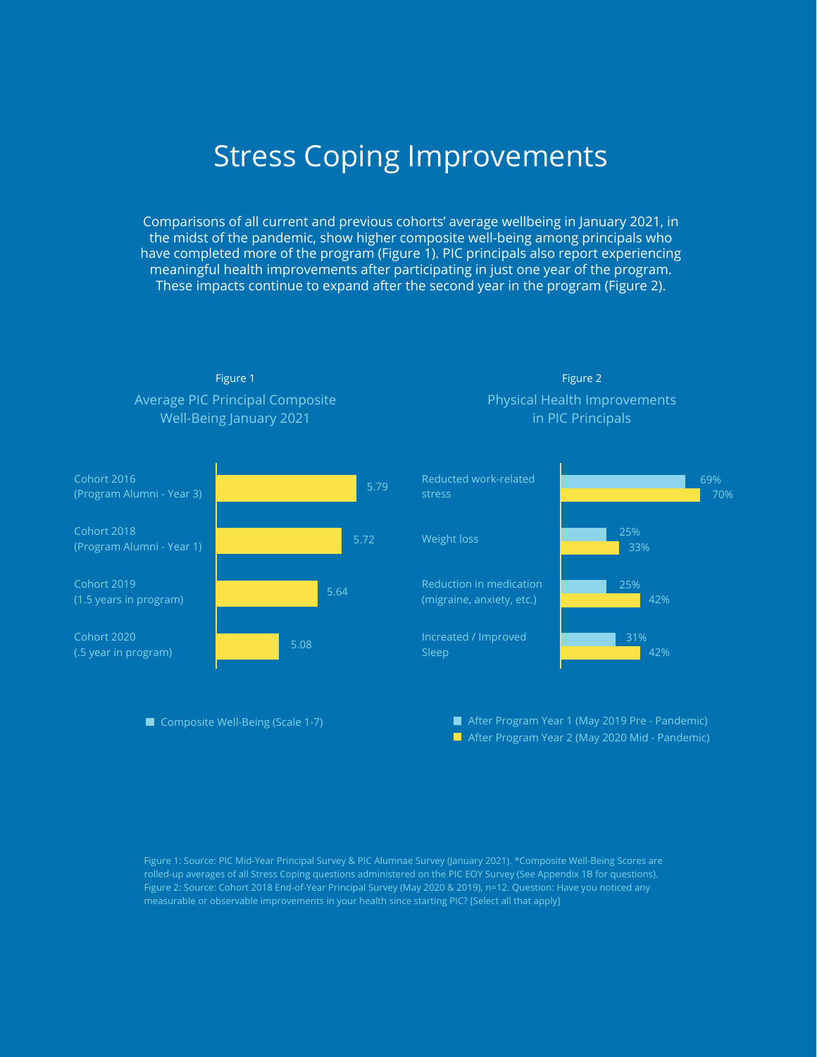# Stress Coping Improvements

Comparisons of all current and previous cohorts' average wellbeing in January 2021, in the midst of the pandemic, show higher composite well-being among principals who have completed more of the program (Figure 1). PIC principals also report experiencing meaningful health improvements after participating in just one year of the program. These impacts continue to expand after the second year in the program (Figure 2).

Figure 1

Average PIC Principal Composite Well-Being January 2021

| Cohort | Composite Well-Being (Scale 1-7) |
| --- | --- |
| Cohort 2016 (Program Alumni - Year 3) | 5.79 |
| Cohort 2018 (Program Alumni - Year 1) | 5.72 |
| Cohort 2019 (1.5 years in program) | 5.64 |
| Cohort 2020 (.5 year in program) | 5.08 |

Figure 2

Physical Health Improvements in PIC Principals

| Improvement | After Program Year 1 (May 2019 Pre - Pandemic) | After Program Year 2 (May 2020 Mid - Pandemic) |
| --- | --- | --- |
| Reducted work-related stress | 69% | 70% |
| Weight loss | 25% | 33% |
| Reduction in medication (migraine, anxiety, etc.) | 25% | 42% |
| Increated / Improved Sleep | 31% | 42% |

Figure 1: Source: PIC Mid-Year Principal Survey & PIC Alumnae Survey (January 2021). *Composite Well-Being Scores are rolled-up averages of all Stress Coping questions administered on the PIC EOY Survey (See Appendix 1B for questions).
Figure 2: Source: Cohort 2018 End-of-Year Principal Survey (May 2020 & 2019), n=12. Question: Have you noticed any measurable or observable improvements in your health since starting PIC? [Select all that apply]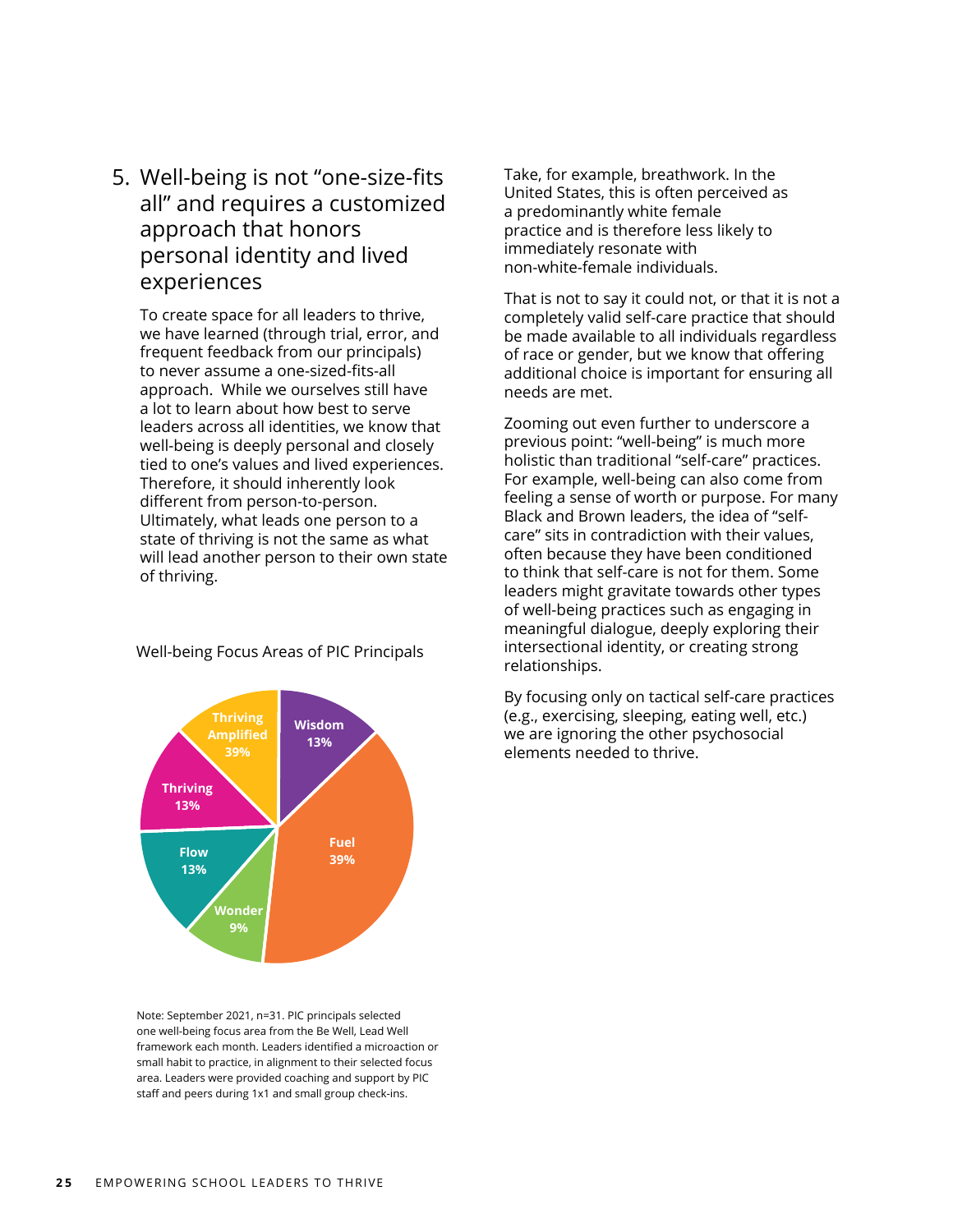## 5. Well-being is not "one-size-fits all" and requires a customized approach that honors personal identity and lived experiences

To create space for all leaders to thrive, we have learned (through trial, error, and frequent feedback from our principals) to never assume a one-sized-fits-all approach. While we ourselves still have a lot to learn about how best to serve leaders across all identities, we know that well-being is deeply personal and closely tied to one's values and lived experiences. Therefore, it should inherently look different from person-to-person. Ultimately, what leads one person to a state of thriving is not the same as what will lead another person to their own state of thriving.

Well-being Focus Areas of PIC Principals

| Focus Area | Percentage |
| --- | --- |
| Wisdom | 13% |
| Fuel | 39% |
| Wonder | 9% |
| Flow | 13% |
| Thriving | 13% |
| Thriving Amplified | 39% |

Note: September 2021, n=31. PIC principals selected one well-being focus area from the Be Well, Lead Well framework each month. Leaders identified a microaction or small habit to practice, in alignment to their selected focus area. Leaders were provided coaching and support by PIC staff and peers during 1x1 and small group check-ins.

Take, for example, breathwork. In the United States, this is often perceived as a predominantly white female practice and is therefore less likely to immediately resonate with non-white-female individuals.

That is not to say it could not, or that it is not a completely valid self-care practice that should be made available to all individuals regardless of race or gender, but we know that offering additional choice is important for ensuring all needs are met.

Zooming out even further to underscore a previous point: "well-being" is much more holistic than traditional "self-care" practices. For example, well-being can also come from feeling a sense of worth or purpose. For many Black and Brown leaders, the idea of "self-care" sits in contradiction with their values, often because they have been conditioned to think that self-care is not for them. Some leaders might gravitate towards other types of well-being practices such as engaging in meaningful dialogue, deeply exploring their intersectional identity, or creating strong relationships.

By focusing only on tactical self-care practices (e.g., exercising, sleeping, eating well, etc.) we are ignoring the other psychosocial elements needed to thrive.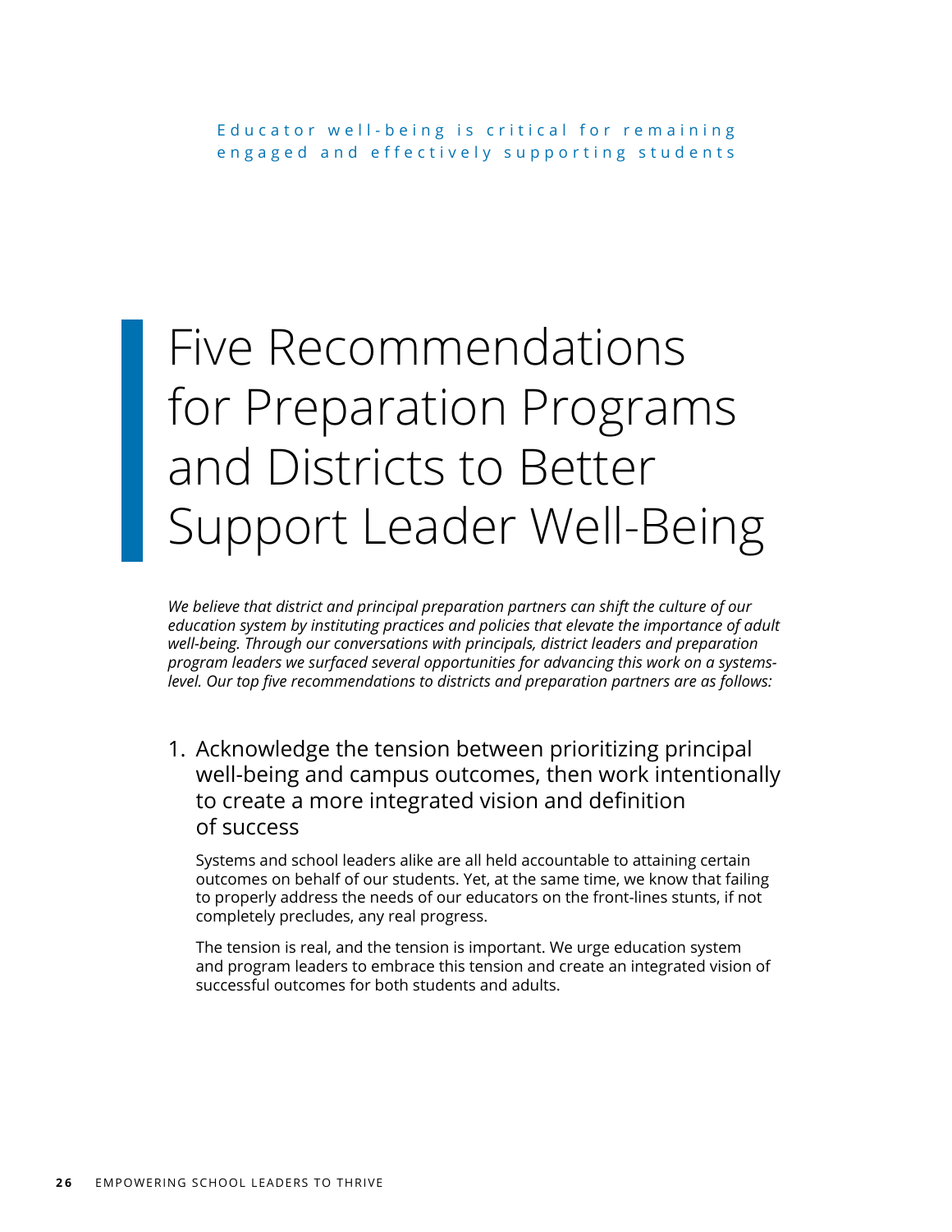Educator well-being is critical for remaining engaged and effectively supporting students

# Five Recommendations for Preparation Programs and Districts to Better Support Leader Well-Being

*We believe that district and principal preparation partners can shift the culture of our education system by instituting practices and policies that elevate the importance of adult well-being. Through our conversations with principals, district leaders and preparation program leaders we surfaced several opportunities for advancing this work on a systems-level. Our top five recommendations to districts and preparation partners are as follows:*

## 1. Acknowledge the tension between prioritizing principal well-being and campus outcomes, then work intentionally to create a more integrated vision and definition of success

Systems and school leaders alike are all held accountable to attaining certain outcomes on behalf of our students. Yet, at the same time, we know that failing to properly address the needs of our educators on the front-lines stunts, if not completely precludes, any real progress.

The tension is real, and the tension is important. We urge education system and program leaders to embrace this tension and create an integrated vision of successful outcomes for both students and adults.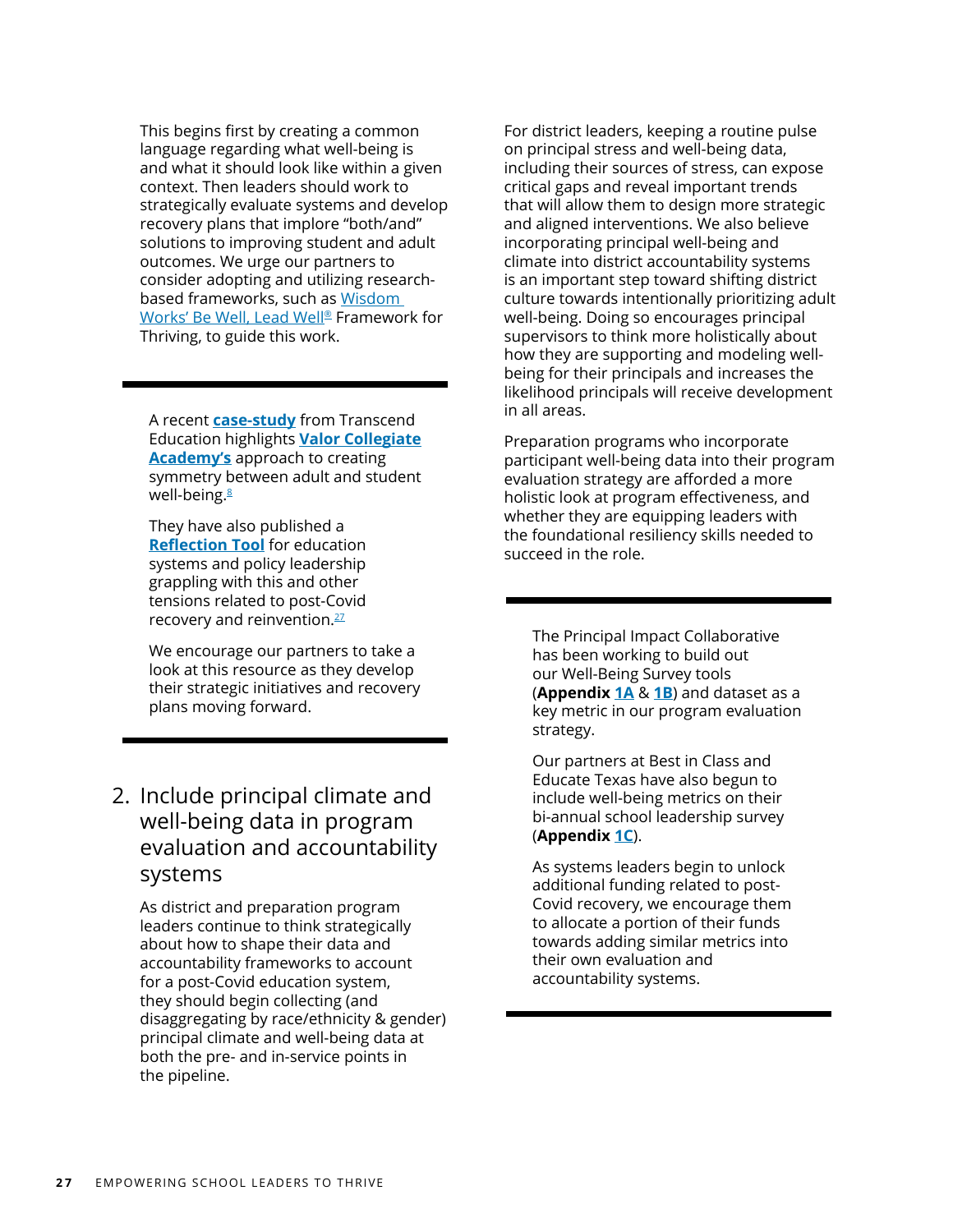This begins first by creating a common language regarding what well-being is and what it should look like within a given context. Then leaders should work to strategically evaluate systems and develop recovery plans that implore "both/and" solutions to improving student and adult outcomes. We urge our partners to consider adopting and utilizing research-based frameworks, such as Wisdom Works' Be Well, Lead Well® Framework for Thriving, to guide this work.

---

A recent **case-study** from Transcend Education highlights **Valor Collegiate Academy's** approach to creating symmetry between adult and student well-being.[8]

They have also published a **Reflection Tool** for education systems and policy leadership grappling with this and other tensions related to post-Covid recovery and reinvention.[27]

We encourage our partners to take a look at this resource as they develop their strategic initiatives and recovery plans moving forward.

---

## 2. Include principal climate and well-being data in program evaluation and accountability systems

As district and preparation program leaders continue to think strategically about how to shape their data and accountability frameworks to account for a post-Covid education system, they should begin collecting (and disaggregating by race/ethnicity & gender) principal climate and well-being data at both the pre- and in-service points in the pipeline.

For district leaders, keeping a routine pulse on principal stress and well-being data, including their sources of stress, can expose critical gaps and reveal important trends that will allow them to design more strategic and aligned interventions. We also believe incorporating principal well-being and climate into district accountability systems is an important step toward shifting district culture towards intentionally prioritizing adult well-being. Doing so encourages principal supervisors to think more holistically about how they are supporting and modeling well-being for their principals and increases the likelihood principals will receive development in all areas.

Preparation programs who incorporate participant well-being data into their program evaluation strategy are afforded a more holistic look at program effectiveness, and whether they are equipping leaders with the foundational resiliency skills needed to succeed in the role.

---

The Principal Impact Collaborative has been working to build out our Well-Being Survey tools (**Appendix 1A** & **1B**) and dataset as a key metric in our program evaluation strategy.

Our partners at Best in Class and Educate Texas have also begun to include well-being metrics on their bi-annual school leadership survey (**Appendix 1C**).

As systems leaders begin to unlock additional funding related to post-Covid recovery, we encourage them to allocate a portion of their funds towards adding similar metrics into their own evaluation and accountability systems.

---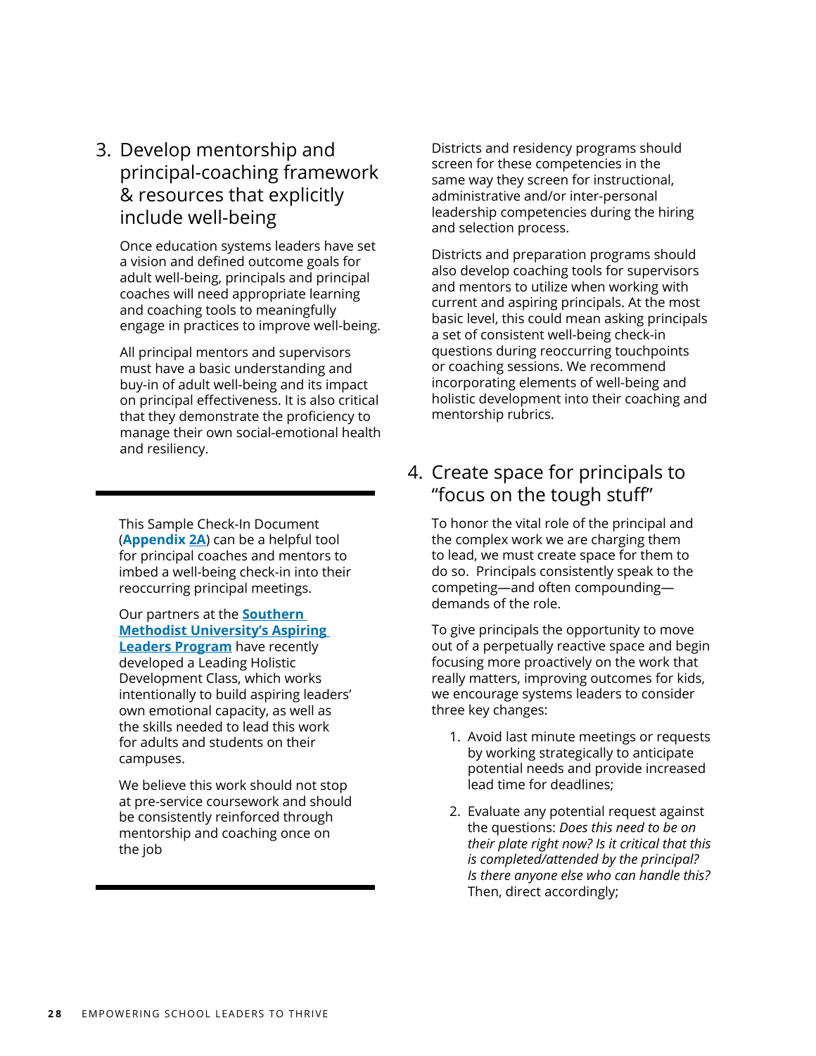## 3. Develop mentorship and principal-coaching framework & resources that explicitly include well-being

Once education systems leaders have set a vision and defined outcome goals for adult well-being, principals and principal coaches will need appropriate learning and coaching tools to meaningfully engage in practices to improve well-being.

All principal mentors and supervisors must have a basic understanding and buy-in of adult well-being and its impact on principal effectiveness. It is also critical that they demonstrate the proficiency to manage their own social-emotional health and resiliency.

---

This Sample Check-In Document (**Appendix 2A**) can be a helpful tool for principal coaches and mentors to imbed a well-being check-in into their reoccurring principal meetings.

Our partners at the **Southern Methodist University's Aspiring Leaders Program** have recently developed a Leading Holistic Development Class, which works intentionally to build aspiring leaders' own emotional capacity, as well as the skills needed to lead this work for adults and students on their campuses.

We believe this work should not stop at pre-service coursework and should be consistently reinforced through mentorship and coaching once on the job

---

Districts and residency programs should screen for these competencies in the same way they screen for instructional, administrative and/or inter-personal leadership competencies during the hiring and selection process.

Districts and preparation programs should also develop coaching tools for supervisors and mentors to utilize when working with current and aspiring principals. At the most basic level, this could mean asking principals a set of consistent well-being check-in questions during reoccurring touchpoints or coaching sessions. We recommend incorporating elements of well-being and holistic development into their coaching and mentorship rubrics.

## 4. Create space for principals to "focus on the tough stuff"

To honor the vital role of the principal and the complex work we are charging them to lead, we must create space for them to do so. Principals consistently speak to the competing—and often compounding—demands of the role.

To give principals the opportunity to move out of a perpetually reactive space and begin focusing more proactively on the work that really matters, improving outcomes for kids, we encourage systems leaders to consider three key changes:

1. Avoid last minute meetings or requests by working strategically to anticipate potential needs and provide increased lead time for deadlines;
2. Evaluate any potential request against the questions: *Does this need to be on their plate right now? Is it critical that this is completed/attended by the principal? Is there anyone else who can handle this?* Then, direct accordingly;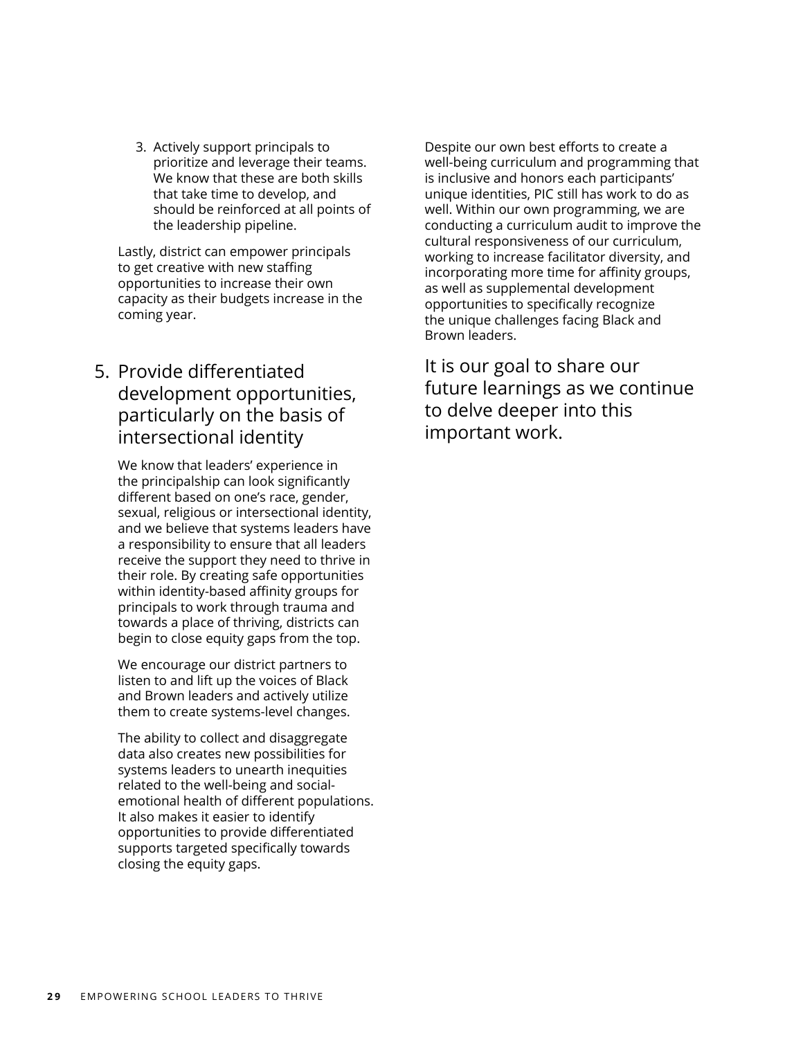3. Actively support principals to prioritize and leverage their teams. We know that these are both skills that take time to develop, and should be reinforced at all points of the leadership pipeline.

Lastly, district can empower principals to get creative with new staffing opportunities to increase their own capacity as their budgets increase in the coming year.

## 5. Provide differentiated development opportunities, particularly on the basis of intersectional identity

We know that leaders' experience in the principalship can look significantly different based on one's race, gender, sexual, religious or intersectional identity, and we believe that systems leaders have a responsibility to ensure that all leaders receive the support they need to thrive in their role. By creating safe opportunities within identity-based affinity groups for principals to work through trauma and towards a place of thriving, districts can begin to close equity gaps from the top.

We encourage our district partners to listen to and lift up the voices of Black and Brown leaders and actively utilize them to create systems-level changes.

The ability to collect and disaggregate data also creates new possibilities for systems leaders to unearth inequities related to the well-being and social-emotional health of different populations. It also makes it easier to identify opportunities to provide differentiated supports targeted specifically towards closing the equity gaps.

Despite our own best efforts to create a well-being curriculum and programming that is inclusive and honors each participants' unique identities, PIC still has work to do as well. Within our own programming, we are conducting a curriculum audit to improve the cultural responsiveness of our curriculum, working to increase facilitator diversity, and incorporating more time for affinity groups, as well as supplemental development opportunities to specifically recognize the unique challenges facing Black and Brown leaders.

It is our goal to share our future learnings as we continue to delve deeper into this important work.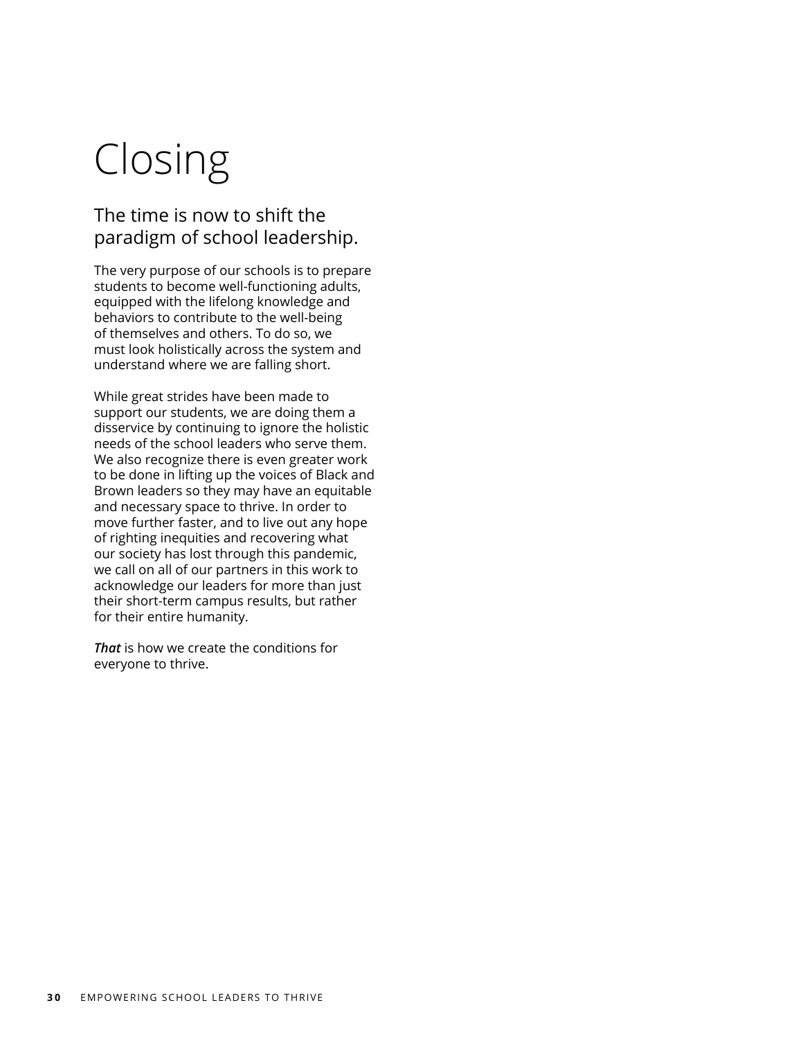# Closing

## The time is now to shift the paradigm of school leadership.

The very purpose of our schools is to prepare students to become well-functioning adults, equipped with the lifelong knowledge and behaviors to contribute to the well-being of themselves and others. To do so, we must look holistically across the system and understand where we are falling short.

While great strides have been made to support our students, we are doing them a disservice by continuing to ignore the holistic needs of the school leaders who serve them. We also recognize there is even greater work to be done in lifting up the voices of Black and Brown leaders so they may have an equitable and necessary space to thrive. In order to move further faster, and to live out any hope of righting inequities and recovering what our society has lost through this pandemic, we call on all of our partners in this work to acknowledge our leaders for more than just their short-term campus results, but rather for their entire humanity.

***That*** is how we create the conditions for everyone to thrive.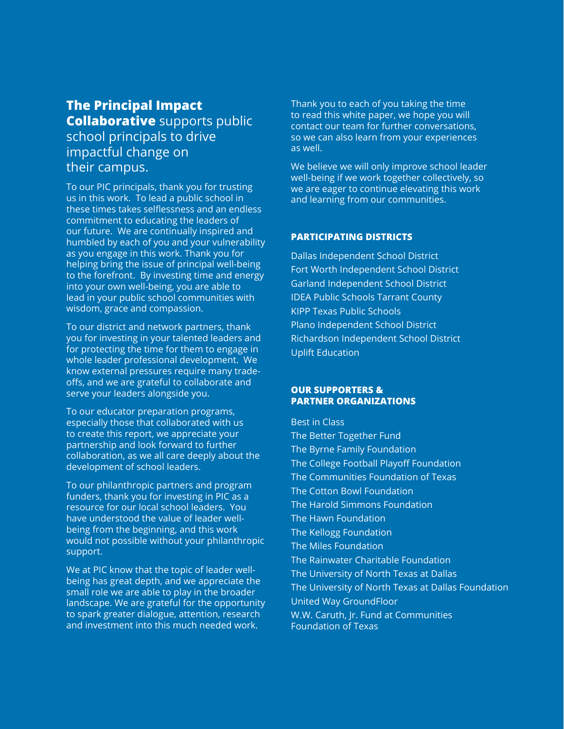## **The Principal Impact Collaborative** supports public school principals to drive impactful change on their campus.

To our PIC principals, thank you for trusting us in this work. To lead a public school in these times takes selflessness and an endless commitment to educating the leaders of our future. We are continually inspired and humbled by each of you and your vulnerability as you engage in this work. Thank you for helping bring the issue of principal well-being to the forefront. By investing time and energy into your own well-being, you are able to lead in your public school communities with wisdom, grace and compassion.

To our district and network partners, thank you for investing in your talented leaders and for protecting the time for them to engage in whole leader professional development. We know external pressures require many trade-offs, and we are grateful to collaborate and serve your leaders alongside you.

To our educator preparation programs, especially those that collaborated with us to create this report, we appreciate your partnership and look forward to further collaboration, as we all care deeply about the development of school leaders.

To our philanthropic partners and program funders, thank you for investing in PIC as a resource for our local school leaders. You have understood the value of leader well-being from the beginning, and this work would not possible without your philanthropic support.

We at PIC know that the topic of leader well-being has great depth, and we appreciate the small role we are able to play in the broader landscape. We are grateful for the opportunity to spark greater dialogue, attention, research and investment into this much needed work.

Thank you to each of you taking the time to read this white paper, we hope you will contact our team for further conversations, so we can also learn from your experiences as well.

We believe we will only improve school leader well-being if we work together collectively, so we are eager to continue elevating this work and learning from our communities.

### PARTICIPATING DISTRICTS

Dallas Independent School District
Fort Worth Independent School District
Garland Independent School District
IDEA Public Schools Tarrant County
KIPP Texas Public Schools
Plano Independent School District
Richardson Independent School District
Uplift Education

### OUR SUPPORTERS & PARTNER ORGANIZATIONS

Best in Class
The Better Together Fund
The Byrne Family Foundation
The College Football Playoff Foundation
The Communities Foundation of Texas
The Cotton Bowl Foundation
The Harold Simmons Foundation
The Hawn Foundation
The Kellogg Foundation
The Miles Foundation
The Rainwater Charitable Foundation
The University of North Texas at Dallas
The University of North Texas at Dallas Foundation
United Way GroundFloor
W.W. Caruth, Jr. Fund at Communities Foundation of Texas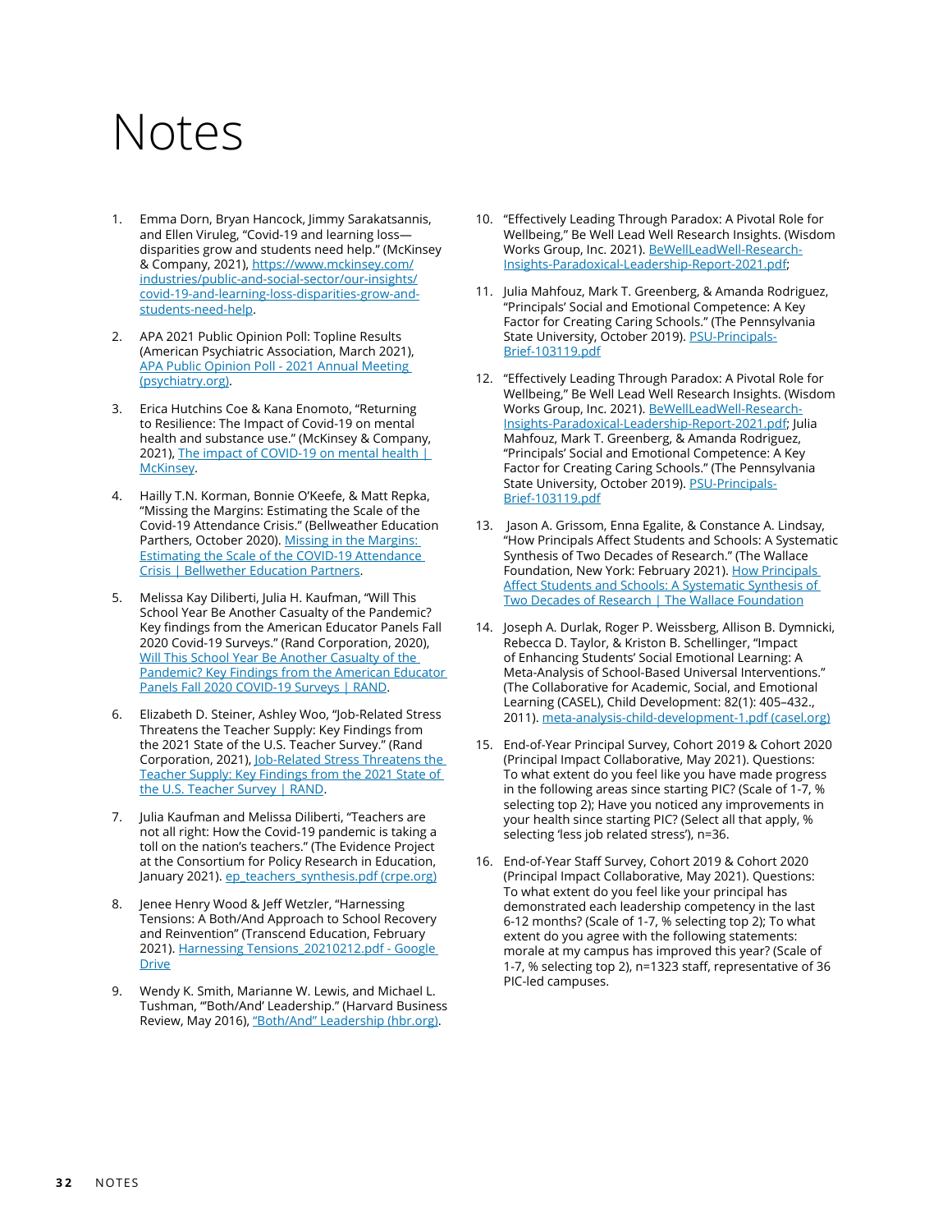# Notes

1. Emma Dorn, Bryan Hancock, Jimmy Sarakatsannis, and Ellen Viruleg, "Covid-19 and learning loss—disparities grow and students need help." (McKinsey & Company, 2021), https://www.mckinsey.com/industries/public-and-social-sector/our-insights/covid-19-and-learning-loss-disparities-grow-and-students-need-help.

2. APA 2021 Public Opinion Poll: Topline Results (American Psychiatric Association, March 2021), APA Public Opinion Poll - 2021 Annual Meeting (psychiatry.org).

3. Erica Hutchins Coe & Kana Enomoto, "Returning to Resilience: The Impact of Covid-19 on mental health and substance use." (McKinsey & Company, 2021), The impact of COVID-19 on mental health | McKinsey.

4. Hailly T.N. Korman, Bonnie O'Keefe, & Matt Repka, "Missing the Margins: Estimating the Scale of the Covid-19 Attendance Crisis." (Bellweather Education Parthers, October 2020). Missing in the Margins: Estimating the Scale of the COVID-19 Attendance Crisis | Bellwether Education Partners.

5. Melissa Kay Diliberti, Julia H. Kaufman, "Will This School Year Be Another Casualty of the Pandemic? Key findings from the American Educator Panels Fall 2020 Covid-19 Surveys." (Rand Corporation, 2020), Will This School Year Be Another Casualty of the Pandemic? Key Findings from the American Educator Panels Fall 2020 COVID-19 Surveys | RAND.

6. Elizabeth D. Steiner, Ashley Woo, "Job-Related Stress Threatens the Teacher Supply: Key Findings from the 2021 State of the U.S. Teacher Survey." (Rand Corporation, 2021), Job-Related Stress Threatens the Teacher Supply: Key Findings from the 2021 State of the U.S. Teacher Survey | RAND.

7. Julia Kaufman and Melissa Diliberti, "Teachers are not all right: How the Covid-19 pandemic is taking a toll on the nation's teachers." (The Evidence Project at the Consortium for Policy Research in Education, January 2021). ep_teachers_synthesis.pdf (crpe.org)

8. Jenee Henry Wood & Jeff Wetzler, "Harnessing Tensions: A Both/And Approach to School Recovery and Reinvention" (Transcend Education, February 2021). Harnessing Tensions_20210212.pdf - Google Drive

9. Wendy K. Smith, Marianne W. Lewis, and Michael L. Tushman, "'Both/And' Leadership." (Harvard Business Review, May 2016), "Both/And" Leadership (hbr.org).

10. "Effectively Leading Through Paradox: A Pivotal Role for Wellbeing," Be Well Lead Well Research Insights. (Wisdom Works Group, Inc. 2021). BeWellLeadWell-Research-Insights-Paradoxical-Leadership-Report-2021.pdf;

11. Julia Mahfouz, Mark T. Greenberg, & Amanda Rodriguez, "Principals' Social and Emotional Competence: A Key Factor for Creating Caring Schools." (The Pennsylvania State University, October 2019). PSU-Principals-Brief-103119.pdf

12. "Effectively Leading Through Paradox: A Pivotal Role for Wellbeing," Be Well Lead Well Research Insights. (Wisdom Works Group, Inc. 2021). BeWellLeadWell-Research-Insights-Paradoxical-Leadership-Report-2021.pdf; Julia Mahfouz, Mark T. Greenberg, & Amanda Rodriguez, "Principals' Social and Emotional Competence: A Key Factor for Creating Caring Schools." (The Pennsylvania State University, October 2019). PSU-Principals-Brief-103119.pdf

13. Jason A. Grissom, Enna Egalite, & Constance A. Lindsay, "How Principals Affect Students and Schools: A Systematic Synthesis of Two Decades of Research." (The Wallace Foundation, New York: February 2021). How Principals Affect Students and Schools: A Systematic Synthesis of Two Decades of Research | The Wallace Foundation

14. Joseph A. Durlak, Roger P. Weissberg, Allison B. Dymnicki, Rebecca D. Taylor, & Kriston B. Schellinger, "Impact of Enhancing Students' Social Emotional Learning: A Meta-Analysis of School-Based Universal Interventions." (The Collaborative for Academic, Social, and Emotional Learning (CASEL), Child Development: 82(1): 405–432., 2011). meta-analysis-child-development-1.pdf (casel.org)

15. End-of-Year Principal Survey, Cohort 2019 & Cohort 2020 (Principal Impact Collaborative, May 2021). Questions: To what extent do you feel like you have made progress in the following areas since starting PIC? (Scale of 1-7, % selecting top 2); Have you noticed any improvements in your health since starting PIC? (Select all that apply, % selecting 'less job related stress'), n=36.

16. End-of-Year Staff Survey, Cohort 2019 & Cohort 2020 (Principal Impact Collaborative, May 2021). Questions: To what extent do you feel like your principal has demonstrated each leadership competency in the last 6-12 months? (Scale of 1-7, % selecting top 2); To what extent do you agree with the following statements: morale at my campus has improved this year? (Scale of 1-7, % selecting top 2), n=1323 staff, representative of 36 PIC-led campuses.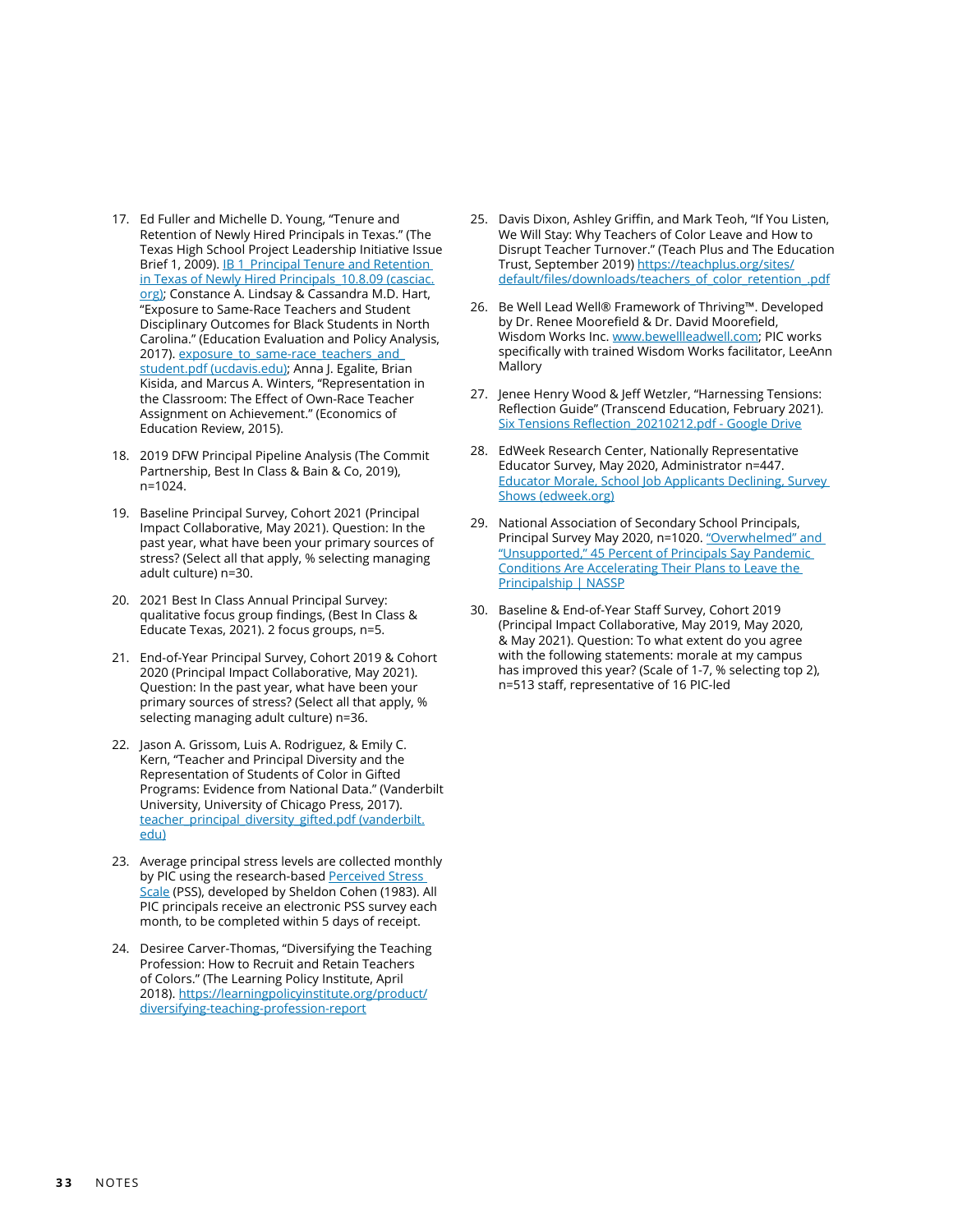17. Ed Fuller and Michelle D. Young, "Tenure and Retention of Newly Hired Principals in Texas." (The Texas High School Project Leadership Initiative Issue Brief 1, 2009). IB 1_Principal Tenure and Retention in Texas of Newly Hired Principals_10.8.09 (casciac.org); Constance A. Lindsay & Cassandra M.D. Hart, "Exposure to Same-Race Teachers and Student Disciplinary Outcomes for Black Students in North Carolina." (Education Evaluation and Policy Analysis, 2017). exposure_to_same-race_teachers_and_student.pdf (ucdavis.edu); Anna J. Egalite, Brian Kisida, and Marcus A. Winters, "Representation in the Classroom: The Effect of Own-Race Teacher Assignment on Achievement." (Economics of Education Review, 2015).

18. 2019 DFW Principal Pipeline Analysis (The Commit Partnership, Best In Class & Bain & Co, 2019), n=1024.

19. Baseline Principal Survey, Cohort 2021 (Principal Impact Collaborative, May 2021). Question: In the past year, what have been your primary sources of stress? (Select all that apply, % selecting managing adult culture) n=30.

20. 2021 Best In Class Annual Principal Survey: qualitative focus group findings, (Best In Class & Educate Texas, 2021). 2 focus groups, n=5.

21. End-of-Year Principal Survey, Cohort 2019 & Cohort 2020 (Principal Impact Collaborative, May 2021). Question: In the past year, what have been your primary sources of stress? (Select all that apply, % selecting managing adult culture) n=36.

22. Jason A. Grissom, Luis A. Rodriguez, & Emily C. Kern, "Teacher and Principal Diversity and the Representation of Students of Color in Gifted Programs: Evidence from National Data." (Vanderbilt University, University of Chicago Press, 2017). teacher_principal_diversity_gifted.pdf (vanderbilt.edu)

23. Average principal stress levels are collected monthly by PIC using the research-based Perceived Stress Scale (PSS), developed by Sheldon Cohen (1983). All PIC principals receive an electronic PSS survey each month, to be completed within 5 days of receipt.

24. Desiree Carver-Thomas, "Diversifying the Teaching Profession: How to Recruit and Retain Teachers of Colors." (The Learning Policy Institute, April 2018). https://learningpolicyinstitute.org/product/diversifying-teaching-profession-report

25. Davis Dixon, Ashley Griffin, and Mark Teoh, "If You Listen, We Will Stay: Why Teachers of Color Leave and How to Disrupt Teacher Turnover." (Teach Plus and The Education Trust, September 2019) https://teachplus.org/sites/default/files/downloads/teachers_of_color_retention_.pdf

26. Be Well Lead Well® Framework of Thriving™. Developed by Dr. Renee Moorefield & Dr. David Moorefield, Wisdom Works Inc. www.bewellleadwell.com; PIC works specifically with trained Wisdom Works facilitator, LeeAnn Mallory

27. Jenee Henry Wood & Jeff Wetzler, "Harnessing Tensions: Reflection Guide" (Transcend Education, February 2021). Six Tensions Reflection_20210212.pdf - Google Drive

28. EdWeek Research Center, Nationally Representative Educator Survey, May 2020, Administrator n=447. Educator Morale, School Job Applicants Declining, Survey Shows (edweek.org)

29. National Association of Secondary School Principals, Principal Survey May 2020, n=1020. "Overwhelmed" and "Unsupported," 45 Percent of Principals Say Pandemic Conditions Are Accelerating Their Plans to Leave the Principalship | NASSP

30. Baseline & End-of-Year Staff Survey, Cohort 2019 (Principal Impact Collaborative, May 2019, May 2020, & May 2021). Question: To what extent do you agree with the following statements: morale at my campus has improved this year? (Scale of 1-7, % selecting top 2), n=513 staff, representative of 16 PIC-led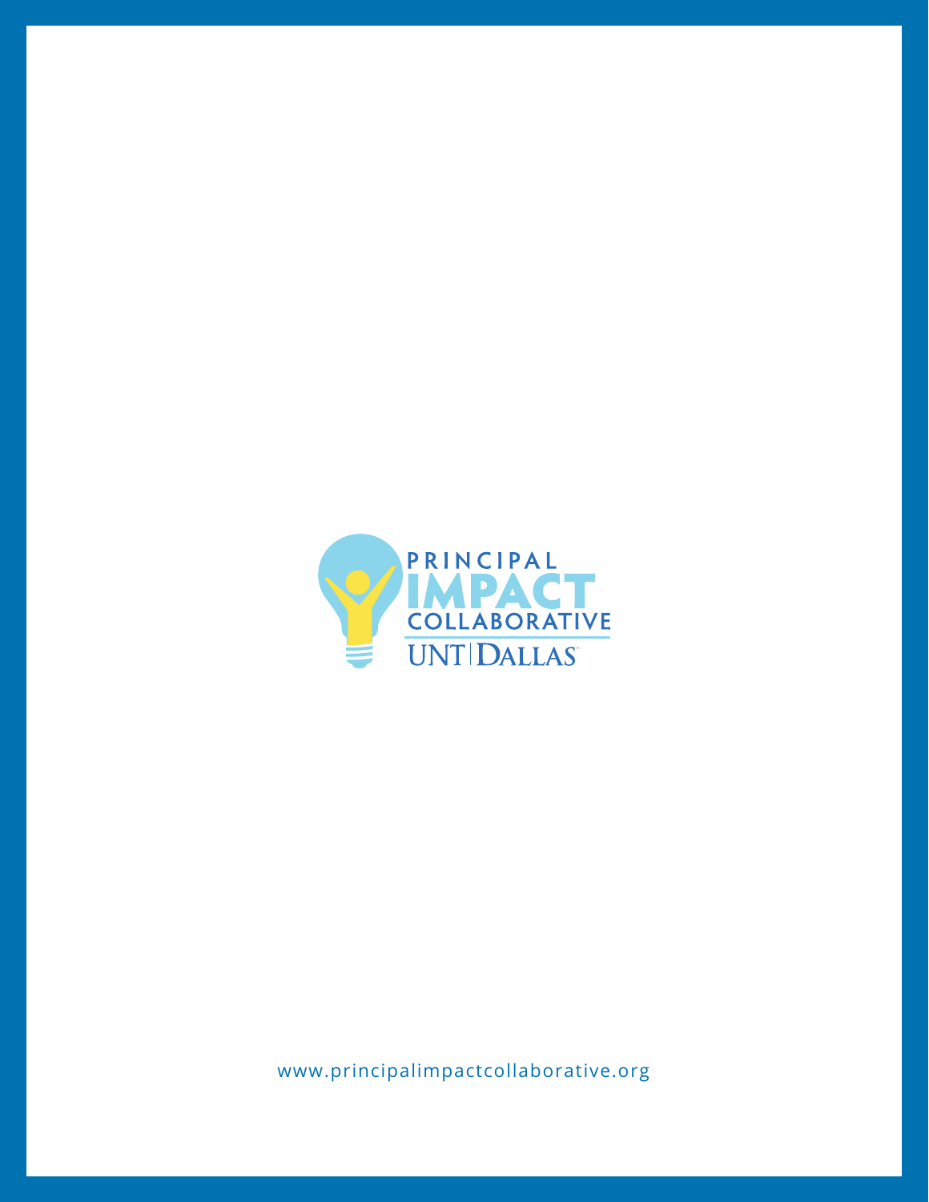PRINCIPAL
IMPACT
COLLABORATIVE
UNT | DALLAS

www.principalimpactcollaborative.org